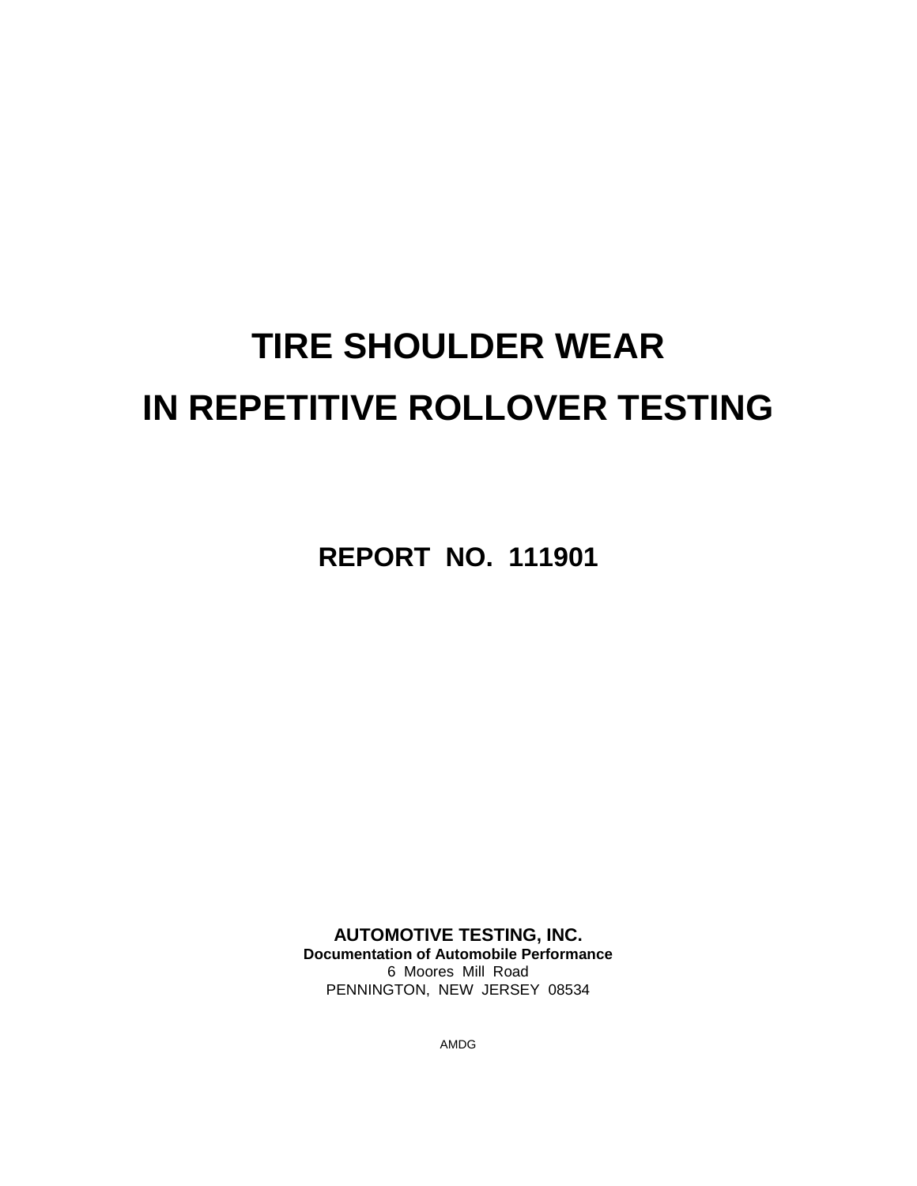# TIRE SHOULDER WEAR

# IN REPETITIVE ROLLOVER TESTING

## REPORT NO. 111901

**AUTOMOTIVE TESTING, INC.**

**Documentation of Automobile Performance**

6 Moores Mill Road

PENNINGTON, NEW JERSEY 08534

AMDG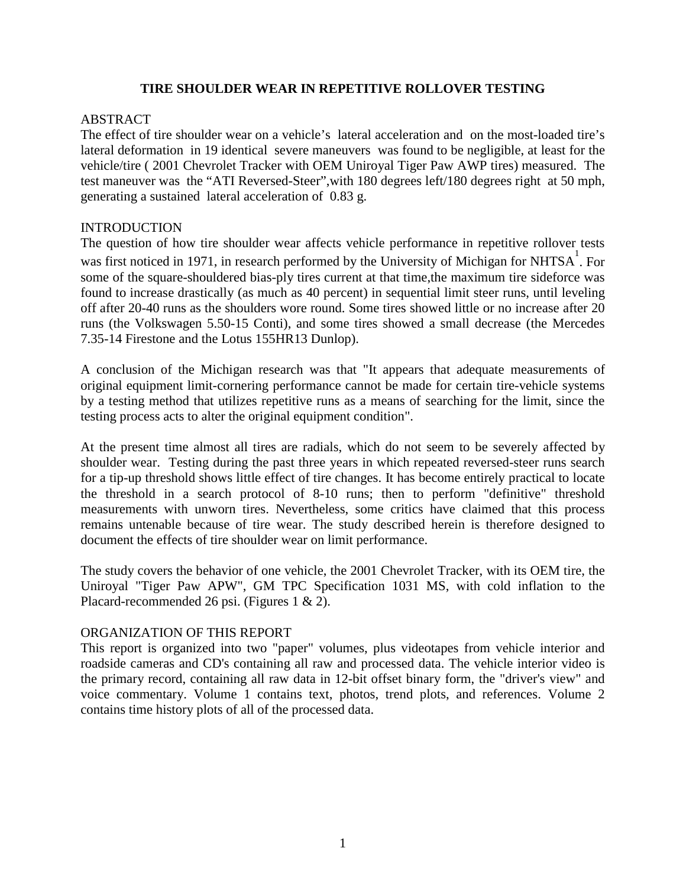# TIRE SHOULDER WEAR IN REPETITIVE ROLLOVER TESTING

## ABSTRACT

The effect of tire shoulder wear on a vehicle's lateral acceleration and on the most-loaded tire's lateral deformation in 19 identical severe maneuvers was found to be negligible, at least for the vehicle/tire ( 2001 Chevrolet Tracker with OEM Uniroyal Tiger Paw AWP tires) measured. The test maneuver was the "ATI Reversed-Steer",with 180 degrees left/180 degrees right at 50 mph, generating a sustained lateral acceleration of 0.83 g.

## INTRODUCTION

The question of how tire shoulder wear affects vehicle performance in repetitive rollover tests was first noticed in 1971, in research performed by the University of Michigan for NHTSA[1]. For some of the square-shouldered bias-ply tires current at that time,the maximum tire sideforce was found to increase drastically (as much as 40 percent) in sequential limit steer runs, until leveling off after 20-40 runs as the shoulders wore round. Some tires showed little or no increase after 20 runs (the Volkswagen 5.50-15 Conti), and some tires showed a small decrease (the Mercedes 7.35-14 Firestone and the Lotus 155HR13 Dunlop).

A conclusion of the Michigan research was that "It appears that adequate measurements of original equipment limit-cornering performance cannot be made for certain tire-vehicle systems by a testing method that utilizes repetitive runs as a means of searching for the limit, since the testing process acts to alter the original equipment condition".

At the present time almost all tires are radials, which do not seem to be severely affected by shoulder wear. Testing during the past three years in which repeated reversed-steer runs search for a tip-up threshold shows little effect of tire changes. It has become entirely practical to locate the threshold in a search protocol of 8-10 runs; then to perform "definitive" threshold measurements with unworn tires. Nevertheless, some critics have claimed that this process remains untenable because of tire wear. The study described herein is therefore designed to document the effects of tire shoulder wear on limit performance.

The study covers the behavior of one vehicle, the 2001 Chevrolet Tracker, with its OEM tire, the Uniroyal "Tiger Paw APW", GM TPC Specification 1031 MS, with cold inflation to the Placard-recommended 26 psi. (Figures 1 & 2).

## ORGANIZATION OF THIS REPORT

This report is organized into two "paper" volumes, plus videotapes from vehicle interior and roadside cameras and CD's containing all raw and processed data. The vehicle interior video is the primary record, containing all raw data in 12-bit offset binary form, the "driver's view" and voice commentary. Volume 1 contains text, photos, trend plots, and references. Volume 2 contains time history plots of all of the processed data.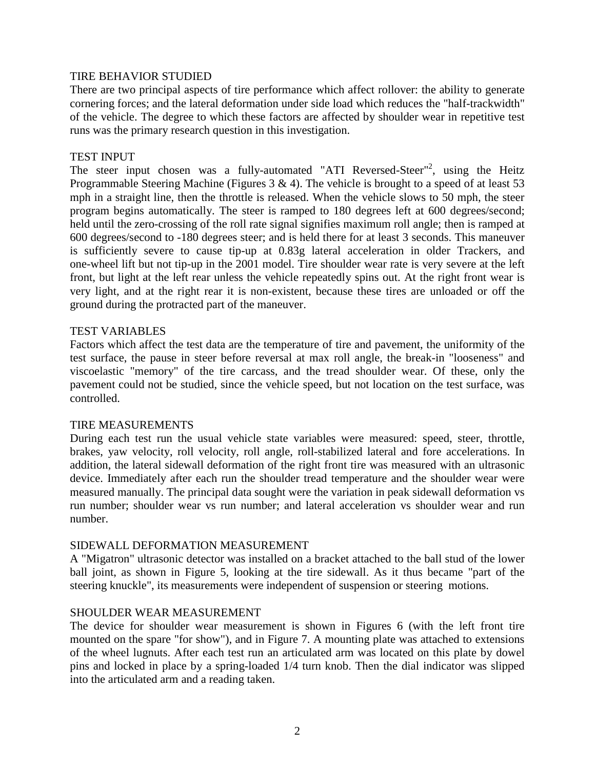## TIRE BEHAVIOR STUDIED

There are two principal aspects of tire performance which affect rollover: the ability to generate cornering forces; and the lateral deformation under side load which reduces the "half-trackwidth" of the vehicle. The degree to which these factors are affected by shoulder wear in repetitive test runs was the primary research question in this investigation.

## TEST INPUT

The steer input chosen was a fully-automated "ATI Reversed-Steer"[2], using the Heitz Programmable Steering Machine (Figures 3 & 4). The vehicle is brought to a speed of at least 53 mph in a straight line, then the throttle is released. When the vehicle slows to 50 mph, the steer program begins automatically. The steer is ramped to 180 degrees left at 600 degrees/second; held until the zero-crossing of the roll rate signal signifies maximum roll angle; then is ramped at 600 degrees/second to -180 degrees steer; and is held there for at least 3 seconds. This maneuver is sufficiently severe to cause tip-up at 0.83g lateral acceleration in older Trackers, and one-wheel lift but not tip-up in the 2001 model. Tire shoulder wear rate is very severe at the left front, but light at the left rear unless the vehicle repeatedly spins out. At the right front wear is very light, and at the right rear it is non-existent, because these tires are unloaded or off the ground during the protracted part of the maneuver.

## TEST VARIABLES

Factors which affect the test data are the temperature of tire and pavement, the uniformity of the test surface, the pause in steer before reversal at max roll angle, the break-in "looseness" and viscoelastic "memory" of the tire carcass, and the tread shoulder wear. Of these, only the pavement could not be studied, since the vehicle speed, but not location on the test surface, was controlled.

## TIRE MEASUREMENTS

During each test run the usual vehicle state variables were measured: speed, steer, throttle, brakes, yaw velocity, roll velocity, roll angle, roll-stabilized lateral and fore accelerations. In addition, the lateral sidewall deformation of the right front tire was measured with an ultrasonic device. Immediately after each run the shoulder tread temperature and the shoulder wear were measured manually. The principal data sought were the variation in peak sidewall deformation vs run number; shoulder wear vs run number; and lateral acceleration vs shoulder wear and run number.

## SIDEWALL DEFORMATION MEASUREMENT

A "Migatron" ultrasonic detector was installed on a bracket attached to the ball stud of the lower ball joint, as shown in Figure 5, looking at the tire sidewall. As it thus became "part of the steering knuckle", its measurements were independent of suspension or steering motions.

## SHOULDER WEAR MEASUREMENT

The device for shoulder wear measurement is shown in Figures 6 (with the left front tire mounted on the spare "for show"), and in Figure 7. A mounting plate was attached to extensions of the wheel lugnuts. After each test run an articulated arm was located on this plate by dowel pins and locked in place by a spring-loaded 1/4 turn knob. Then the dial indicator was slipped into the articulated arm and a reading taken.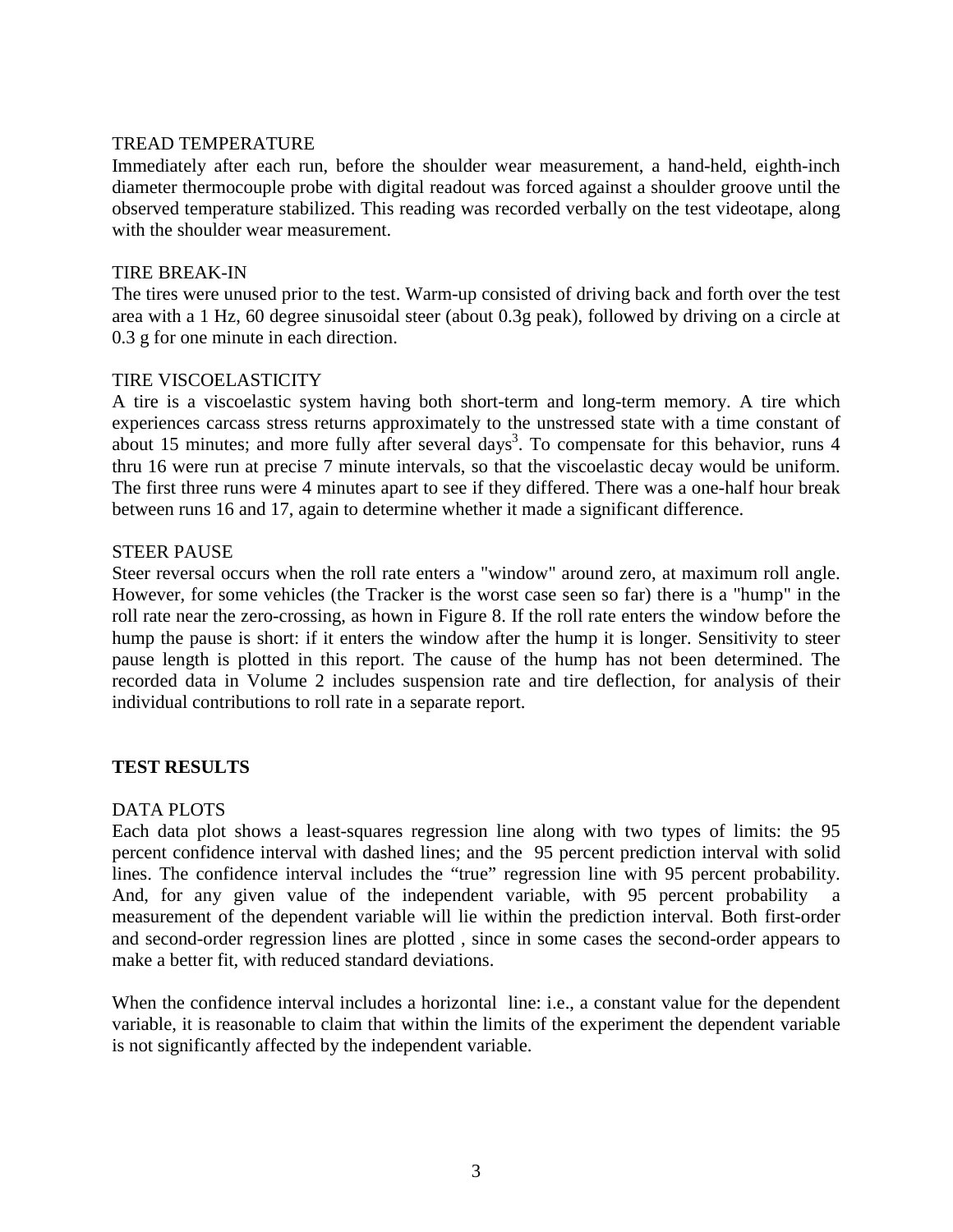### TREAD TEMPERATURE

Immediately after each run, before the shoulder wear measurement, a hand-held, eighth-inch diameter thermocouple probe with digital readout was forced against a shoulder groove until the observed temperature stabilized. This reading was recorded verbally on the test videotape, along with the shoulder wear measurement.

### TIRE BREAK-IN

The tires were unused prior to the test. Warm-up consisted of driving back and forth over the test area with a 1 Hz, 60 degree sinusoidal steer (about 0.3g peak), followed by driving on a circle at 0.3 g for one minute in each direction.

### TIRE VISCOELASTICITY

A tire is a viscoelastic system having both short-term and long-term memory. A tire which experiences carcass stress returns approximately to the unstressed state with a time constant of about 15 minutes; and more fully after several days[3]. To compensate for this behavior, runs 4 thru 16 were run at precise 7 minute intervals, so that the viscoelastic decay would be uniform. The first three runs were 4 minutes apart to see if they differed. There was a one-half hour break between runs 16 and 17, again to determine whether it made a significant difference.

### STEER PAUSE

Steer reversal occurs when the roll rate enters a "window" around zero, at maximum roll angle. However, for some vehicles (the Tracker is the worst case seen so far) there is a "hump" in the roll rate near the zero-crossing, as hown in Figure 8. If the roll rate enters the window before the hump the pause is short: if it enters the window after the hump it is longer. Sensitivity to steer pause length is plotted in this report. The cause of the hump has not been determined. The recorded data in Volume 2 includes suspension rate and tire deflection, for analysis of their individual contributions to roll rate in a separate report.

## TEST RESULTS

### DATA PLOTS

Each data plot shows a least-squares regression line along with two types of limits: the 95 percent confidence interval with dashed lines; and the 95 percent prediction interval with solid lines. The confidence interval includes the "true" regression line with 95 percent probability. And, for any given value of the independent variable, with 95 percent probability a measurement of the dependent variable will lie within the prediction interval. Both first-order and second-order regression lines are plotted , since in some cases the second-order appears to make a better fit, with reduced standard deviations.

When the confidence interval includes a horizontal line: i.e., a constant value for the dependent variable, it is reasonable to claim that within the limits of the experiment the dependent variable is not significantly affected by the independent variable.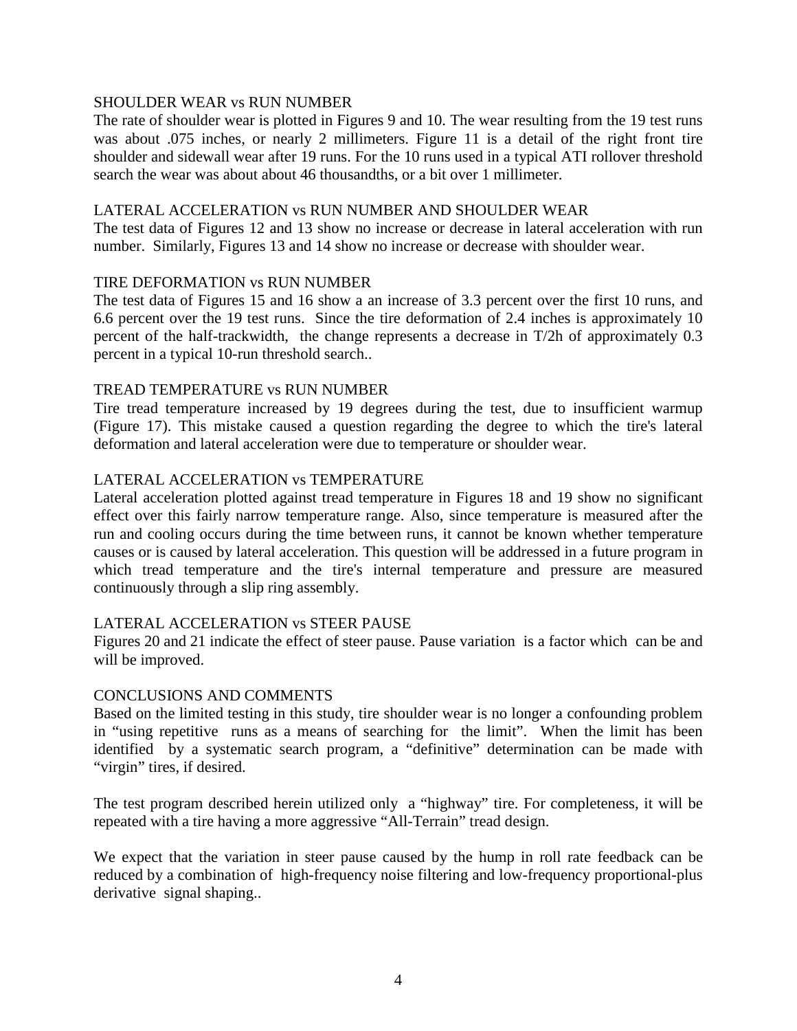## SHOULDER WEAR vs RUN NUMBER

The rate of shoulder wear is plotted in Figures 9 and 10. The wear resulting from the 19 test runs was about .075 inches, or nearly 2 millimeters. Figure 11 is a detail of the right front tire shoulder and sidewall wear after 19 runs. For the 10 runs used in a typical ATI rollover threshold search the wear was about about 46 thousandths, or a bit over 1 millimeter.

## LATERAL ACCELERATION vs RUN NUMBER AND SHOULDER WEAR

The test data of Figures 12 and 13 show no increase or decrease in lateral acceleration with run number. Similarly, Figures 13 and 14 show no increase or decrease with shoulder wear.

## TIRE DEFORMATION vs RUN NUMBER

The test data of Figures 15 and 16 show a an increase of 3.3 percent over the first 10 runs, and 6.6 percent over the 19 test runs. Since the tire deformation of 2.4 inches is approximately 10 percent of the half-trackwidth, the change represents a decrease in T/2h of approximately 0.3 percent in a typical 10-run threshold search..

## TREAD TEMPERATURE vs RUN NUMBER

Tire tread temperature increased by 19 degrees during the test, due to insufficient warmup (Figure 17). This mistake caused a question regarding the degree to which the tire's lateral deformation and lateral acceleration were due to temperature or shoulder wear.

## LATERAL ACCELERATION vs TEMPERATURE

Lateral acceleration plotted against tread temperature in Figures 18 and 19 show no significant effect over this fairly narrow temperature range. Also, since temperature is measured after the run and cooling occurs during the time between runs, it cannot be known whether temperature causes or is caused by lateral acceleration. This question will be addressed in a future program in which tread temperature and the tire's internal temperature and pressure are measured continuously through a slip ring assembly.

## LATERAL ACCELERATION vs STEER PAUSE

Figures 20 and 21 indicate the effect of steer pause. Pause variation is a factor which can be and will be improved.

## CONCLUSIONS AND COMMENTS

Based on the limited testing in this study, tire shoulder wear is no longer a confounding problem in "using repetitive runs as a means of searching for the limit". When the limit has been identified by a systematic search program, a "definitive" determination can be made with "virgin" tires, if desired.

The test program described herein utilized only a "highway" tire. For completeness, it will be repeated with a tire having a more aggressive "All-Terrain" tread design.

We expect that the variation in steer pause caused by the hump in roll rate feedback can be reduced by a combination of high-frequency noise filtering and low-frequency proportional-plus derivative signal shaping..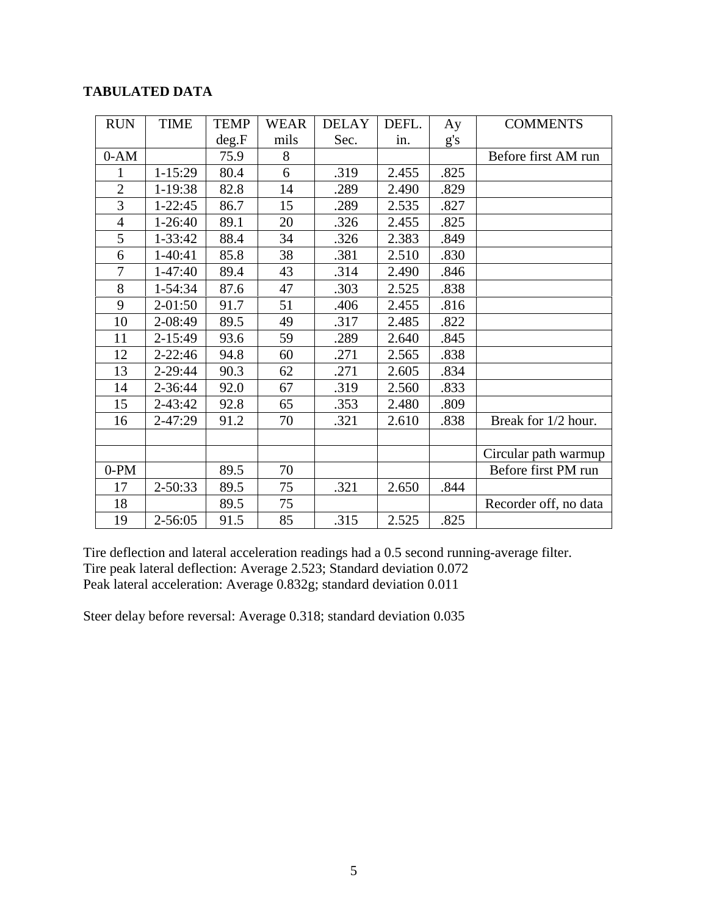**TABULATED DATA**

| RUN | TIME | TEMP deg.F | WEAR mils | DELAY Sec. | DEFL. in. | Ay g's | COMMENTS |
|---|---|---|---|---|---|---|---|
| 0-AM | | 75.9 | 8 | | | | Before first AM run |
| 1 | 1-15:29 | 80.4 | 6 | .319 | 2.455 | .825 | |
| 2 | 1-19:38 | 82.8 | 14 | .289 | 2.490 | .829 | |
| 3 | 1-22:45 | 86.7 | 15 | .289 | 2.535 | .827 | |
| 4 | 1-26:40 | 89.1 | 20 | .326 | 2.455 | .825 | |
| 5 | 1-33:42 | 88.4 | 34 | .326 | 2.383 | .849 | |
| 6 | 1-40:41 | 85.8 | 38 | .381 | 2.510 | .830 | |
| 7 | 1-47:40 | 89.4 | 43 | .314 | 2.490 | .846 | |
| 8 | 1-54:34 | 87.6 | 47 | .303 | 2.525 | .838 | |
| 9 | 2-01:50 | 91.7 | 51 | .406 | 2.455 | .816 | |
| 10 | 2-08:49 | 89.5 | 49 | .317 | 2.485 | .822 | |
| 11 | 2-15:49 | 93.6 | 59 | .289 | 2.640 | .845 | |
| 12 | 2-22:46 | 94.8 | 60 | .271 | 2.565 | .838 | |
| 13 | 2-29:44 | 90.3 | 62 | .271 | 2.605 | .834 | |
| 14 | 2-36:44 | 92.0 | 67 | .319 | 2.560 | .833 | |
| 15 | 2-43:42 | 92.8 | 65 | .353 | 2.480 | .809 | |
| 16 | 2-47:29 | 91.2 | 70 | .321 | 2.610 | .838 | Break for 1/2 hour. |
| | | | | | | | |
| | | | | | | | Circular path warmup |
| 0-PM | | 89.5 | 70 | | | | Before first PM run |
| 17 | 2-50:33 | 89.5 | 75 | .321 | 2.650 | .844 | |
| 18 | | 89.5 | 75 | | | | Recorder off, no data |
| 19 | 2-56:05 | 91.5 | 85 | .315 | 2.525 | .825 | |

Tire deflection and lateral acceleration readings had a 0.5 second running-average filter.
Tire peak lateral deflection: Average 2.523; Standard deviation 0.072
Peak lateral acceleration: Average 0.832g; standard deviation 0.011

Steer delay before reversal: Average 0.318; standard deviation 0.035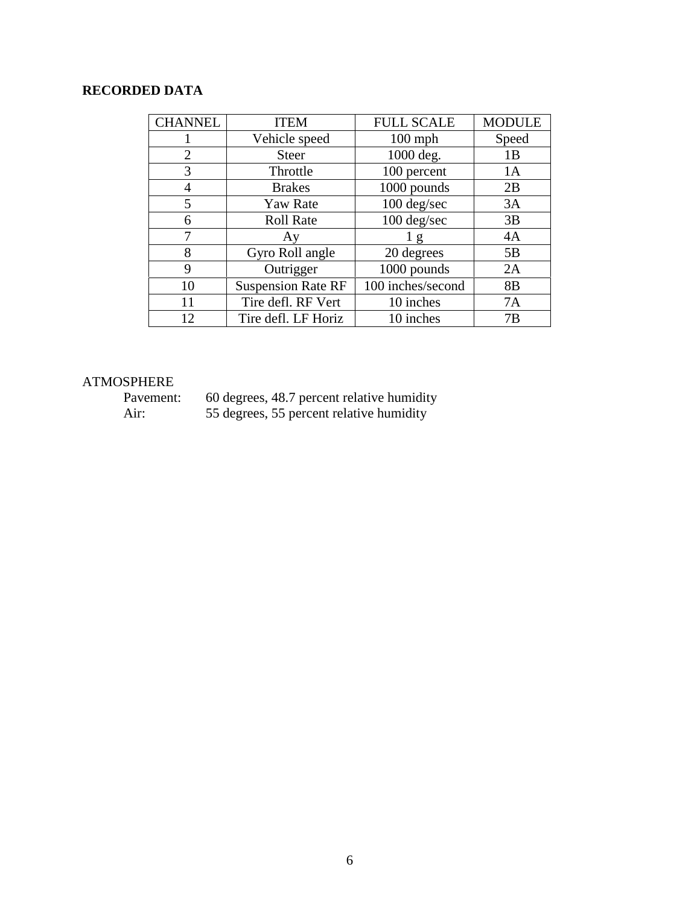**RECORDED DATA**

| CHANNEL | ITEM | FULL SCALE | MODULE |
|---|---|---|---|
| 1 | Vehicle speed | 100 mph | Speed |
| 2 | Steer | 1000 deg. | 1B |
| 3 | Throttle | 100 percent | 1A |
| 4 | Brakes | 1000 pounds | 2B |
| 5 | Yaw Rate | 100 deg/sec | 3A |
| 6 | Roll Rate | 100 deg/sec | 3B |
| 7 | Ay | 1 g | 4A |
| 8 | Gyro Roll angle | 20 degrees | 5B |
| 9 | Outrigger | 1000 pounds | 2A |
| 10 | Suspension Rate RF | 100 inches/second | 8B |
| 11 | Tire defl. RF Vert | 10 inches | 7A |
| 12 | Tire defl. LF Horiz | 10 inches | 7B |

ATMOSPHERE

Pavement: 60 degrees, 48.7 percent relative humidity

Air: 55 degrees, 55 percent relative humidity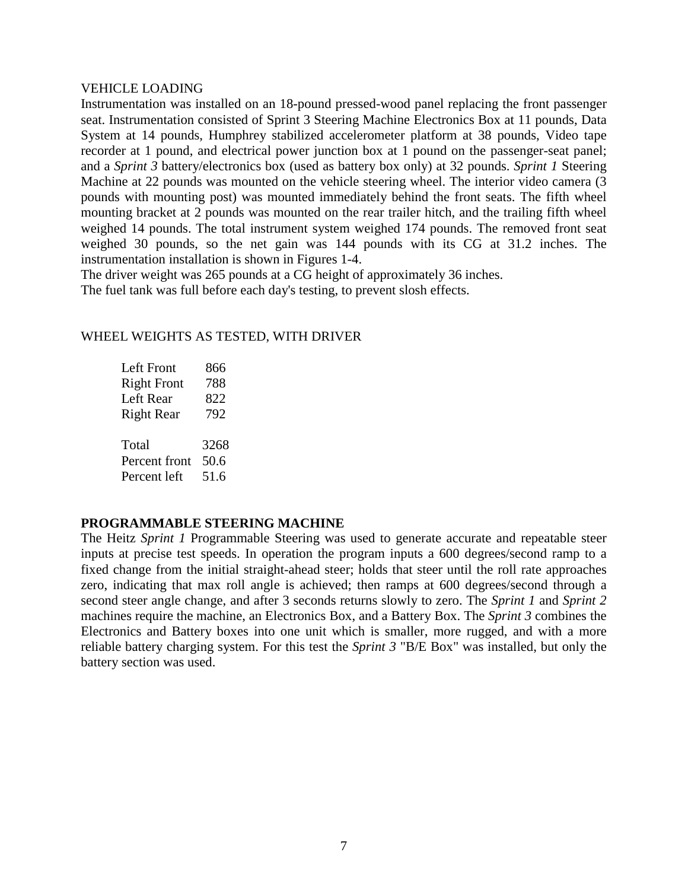VEHICLE LOADING

Instrumentation was installed on an 18-pound pressed-wood panel replacing the front passenger seat. Instrumentation consisted of Sprint 3 Steering Machine Electronics Box at 11 pounds, Data System at 14 pounds, Humphrey stabilized accelerometer platform at 38 pounds, Video tape recorder at 1 pound, and electrical power junction box at 1 pound on the passenger-seat panel; and a *Sprint 3* battery/electronics box (used as battery box only) at 32 pounds. *Sprint 1* Steering Machine at 22 pounds was mounted on the vehicle steering wheel. The interior video camera (3 pounds with mounting post) was mounted immediately behind the front seats. The fifth wheel mounting bracket at 2 pounds was mounted on the rear trailer hitch, and the trailing fifth wheel weighed 14 pounds. The total instrument system weighed 174 pounds. The removed front seat weighed 30 pounds, so the net gain was 144 pounds with its CG at 31.2 inches. The instrumentation installation is shown in Figures 1-4.

The driver weight was 265 pounds at a CG height of approximately 36 inches.

The fuel tank was full before each day's testing, to prevent slosh effects.

WHEEL WEIGHTS AS TESTED, WITH DRIVER

| | |
|---|---|
| Left Front | 866 |
| Right Front | 788 |
| Left Rear | 822 |
| Right Rear | 792 |
| | |
| Total | 3268 |
| Percent front | 50.6 |
| Percent left | 51.6 |

**PROGRAMMABLE STEERING MACHINE**

The Heitz *Sprint 1* Programmable Steering was used to generate accurate and repeatable steer inputs at precise test speeds. In operation the program inputs a 600 degrees/second ramp to a fixed change from the initial straight-ahead steer; holds that steer until the roll rate approaches zero, indicating that max roll angle is achieved; then ramps at 600 degrees/second through a second steer angle change, and after 3 seconds returns slowly to zero. The *Sprint 1* and *Sprint 2* machines require the machine, an Electronics Box, and a Battery Box. The *Sprint 3* combines the Electronics and Battery boxes into one unit which is smaller, more rugged, and with a more reliable battery charging system. For this test the *Sprint 3* "B/E Box" was installed, but only the battery section was used.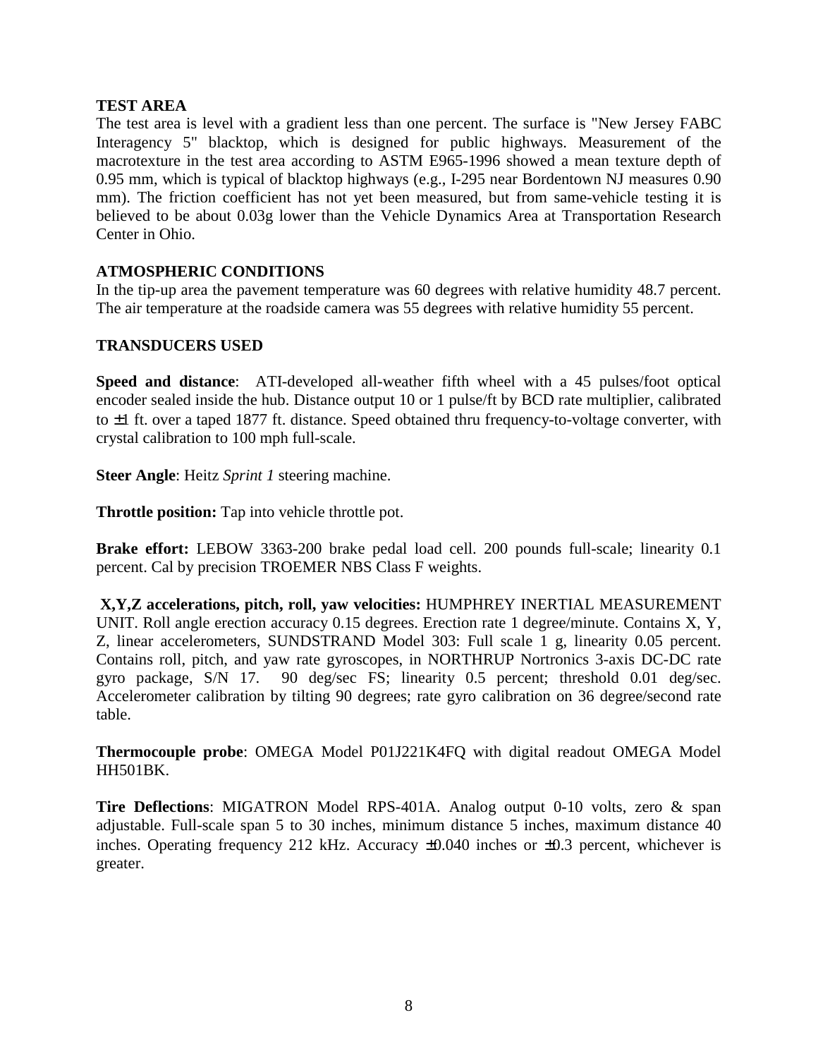## TEST AREA

The test area is level with a gradient less than one percent. The surface is "New Jersey FABC Interagency 5" blacktop, which is designed for public highways. Measurement of the macrotexture in the test area according to ASTM E965-1996 showed a mean texture depth of 0.95 mm, which is typical of blacktop highways (e.g., I-295 near Bordentown NJ measures 0.90 mm). The friction coefficient has not yet been measured, but from same-vehicle testing it is believed to be about 0.03g lower than the Vehicle Dynamics Area at Transportation Research Center in Ohio.

## ATMOSPHERIC CONDITIONS

In the tip-up area the pavement temperature was 60 degrees with relative humidity 48.7 percent. The air temperature at the roadside camera was 55 degrees with relative humidity 55 percent.

## TRANSDUCERS USED

**Speed and distance**: ATI-developed all-weather fifth wheel with a 45 pulses/foot optical encoder sealed inside the hub. Distance output 10 or 1 pulse/ft by BCD rate multiplier, calibrated to ±1 ft. over a taped 1877 ft. distance. Speed obtained thru frequency-to-voltage converter, with crystal calibration to 100 mph full-scale.

**Steer Angle**: Heitz *Sprint 1* steering machine.

**Throttle position:** Tap into vehicle throttle pot.

**Brake effort:** LEBOW 3363-200 brake pedal load cell. 200 pounds full-scale; linearity 0.1 percent. Cal by precision TROEMER NBS Class F weights.

**X,Y,Z accelerations, pitch, roll, yaw velocities:** HUMPHREY INERTIAL MEASUREMENT UNIT. Roll angle erection accuracy 0.15 degrees. Erection rate 1 degree/minute. Contains X, Y, Z, linear accelerometers, SUNDSTRAND Model 303: Full scale 1 g, linearity 0.05 percent. Contains roll, pitch, and yaw rate gyroscopes, in NORTHRUP Nortronics 3-axis DC-DC rate gyro package, S/N 17. 90 deg/sec FS; linearity 0.5 percent; threshold 0.01 deg/sec. Accelerometer calibration by tilting 90 degrees; rate gyro calibration on 36 degree/second rate table.

**Thermocouple probe**: OMEGA Model P01J221K4FQ with digital readout OMEGA Model HH501BK.

**Tire Deflections**: MIGATRON Model RPS-401A. Analog output 0-10 volts, zero & span adjustable. Full-scale span 5 to 30 inches, minimum distance 5 inches, maximum distance 40 inches. Operating frequency 212 kHz. Accuracy ±0.040 inches or ±0.3 percent, whichever is greater.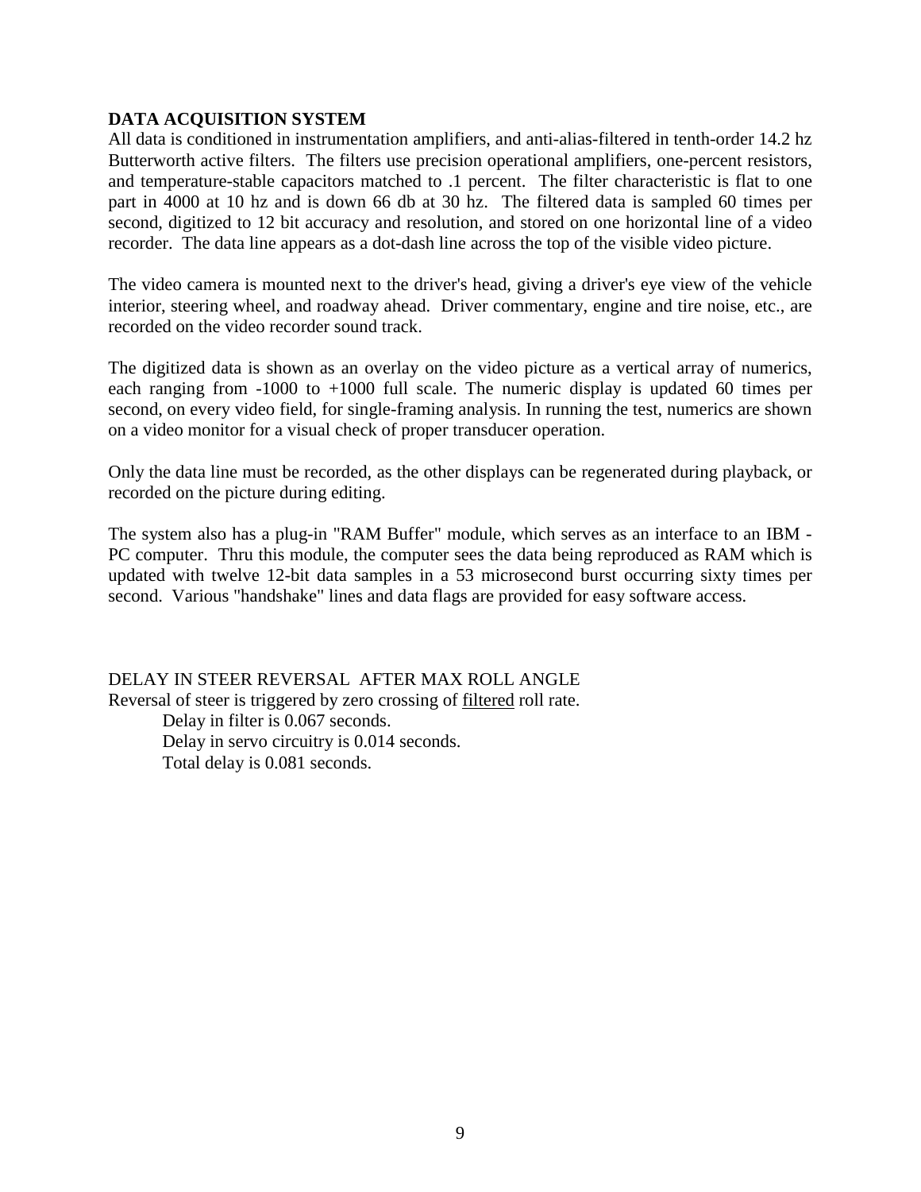**DATA ACQUISITION SYSTEM**

All data is conditioned in instrumentation amplifiers, and anti-alias-filtered in tenth-order 14.2 hz Butterworth active filters. The filters use precision operational amplifiers, one-percent resistors, and temperature-stable capacitors matched to .1 percent. The filter characteristic is flat to one part in 4000 at 10 hz and is down 66 db at 30 hz. The filtered data is sampled 60 times per second, digitized to 12 bit accuracy and resolution, and stored on one horizontal line of a video recorder. The data line appears as a dot-dash line across the top of the visible video picture.

The video camera is mounted next to the driver's head, giving a driver's eye view of the vehicle interior, steering wheel, and roadway ahead. Driver commentary, engine and tire noise, etc., are recorded on the video recorder sound track.

The digitized data is shown as an overlay on the video picture as a vertical array of numerics, each ranging from -1000 to +1000 full scale. The numeric display is updated 60 times per second, on every video field, for single-framing analysis. In running the test, numerics are shown on a video monitor for a visual check of proper transducer operation.

Only the data line must be recorded, as the other displays can be regenerated during playback, or recorded on the picture during editing.

The system also has a plug-in "RAM Buffer" module, which serves as an interface to an IBM - PC computer. Thru this module, the computer sees the data being reproduced as RAM which is updated with twelve 12-bit data samples in a 53 microsecond burst occurring sixty times per second. Various "handshake" lines and data flags are provided for easy software access.

DELAY IN STEER REVERSAL AFTER MAX ROLL ANGLE

Reversal of steer is triggered by zero crossing of <u>filtered</u> roll rate.

Delay in filter is 0.067 seconds.
Delay in servo circuitry is 0.014 seconds.
Total delay is 0.081 seconds.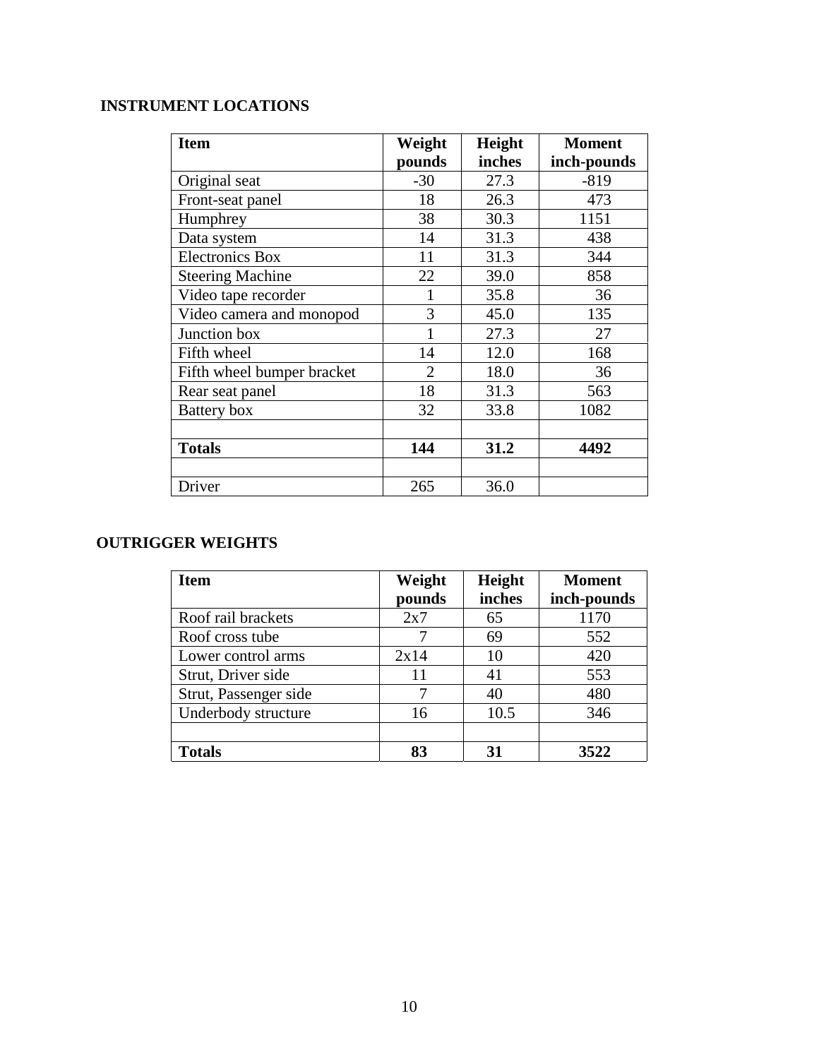## INSTRUMENT LOCATIONS

| Item | Weight pounds | Height inches | Moment inch-pounds |
|---|---|---|---|
| Original seat | -30 | 27.3 | -819 |
| Front-seat panel | 18 | 26.3 | 473 |
| Humphrey | 38 | 30.3 | 1151 |
| Data system | 14 | 31.3 | 438 |
| Electronics Box | 11 | 31.3 | 344 |
| Steering Machine | 22 | 39.0 | 858 |
| Video tape recorder | 1 | 35.8 | 36 |
| Video camera and monopod | 3 | 45.0 | 135 |
| Junction box | 1 | 27.3 | 27 |
| Fifth wheel | 14 | 12.0 | 168 |
| Fifth wheel bumper bracket | 2 | 18.0 | 36 |
| Rear seat panel | 18 | 31.3 | 563 |
| Battery box | 32 | 33.8 | 1082 |
| | | | |
| **Totals** | **144** | **31.2** | **4492** |
| | | | |
| Driver | 265 | 36.0 | |

## OUTRIGGER WEIGHTS

| Item | Weight pounds | Height inches | Moment inch-pounds |
|---|---|---|---|
| Roof rail brackets | 2x7 | 65 | 1170 |
| Roof cross tube | 7 | 69 | 552 |
| Lower control arms | 2x14 | 10 | 420 |
| Strut, Driver side | 11 | 41 | 553 |
| Strut, Passenger side | 7 | 40 | 480 |
| Underbody structure | 16 | 10.5 | 346 |
| | | | |
| **Totals** | **83** | **31** | **3522** |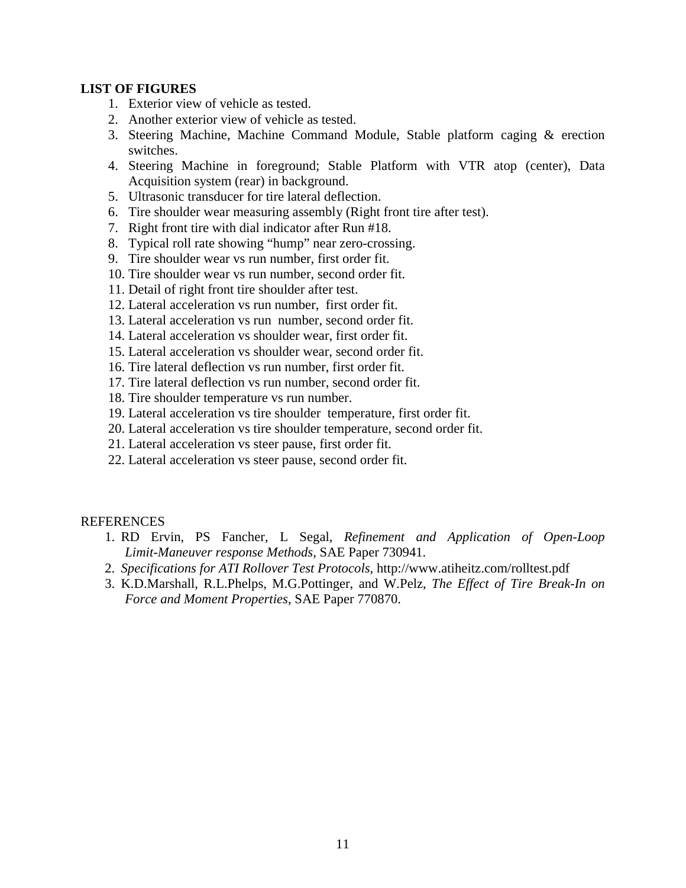**LIST OF FIGURES**

1. Exterior view of vehicle as tested.
2. Another exterior view of vehicle as tested.
3. Steering Machine, Machine Command Module, Stable platform caging & erection switches.
4. Steering Machine in foreground; Stable Platform with VTR atop (center), Data Acquisition system (rear) in background.
5. Ultrasonic transducer for tire lateral deflection.
6. Tire shoulder wear measuring assembly (Right front tire after test).
7. Right front tire with dial indicator after Run #18.
8. Typical roll rate showing "hump" near zero-crossing.
9. Tire shoulder wear vs run number, first order fit.
10. Tire shoulder wear vs run number, second order fit.
11. Detail of right front tire shoulder after test.
12. Lateral acceleration vs run number, first order fit.
13. Lateral acceleration vs run number, second order fit.
14. Lateral acceleration vs shoulder wear, first order fit.
15. Lateral acceleration vs shoulder wear, second order fit.
16. Tire lateral deflection vs run number, first order fit.
17. Tire lateral deflection vs run number, second order fit.
18. Tire shoulder temperature vs run number.
19. Lateral acceleration vs tire shoulder temperature, first order fit.
20. Lateral acceleration vs tire shoulder temperature, second order fit.
21. Lateral acceleration vs steer pause, first order fit.
22. Lateral acceleration vs steer pause, second order fit.

REFERENCES

1. RD Ervin, PS Fancher, L Segal, *Refinement and Application of Open-Loop Limit-Maneuver response Methods*, SAE Paper 730941.
2. *Specifications for ATI Rollover Test Protocols*, http://www.atiheitz.com/rolltest.pdf
3. K.D.Marshall, R.L.Phelps, M.G.Pottinger, and W.Pelz, *The Effect of Tire Break-In on Force and Moment Properties*, SAE Paper 770870.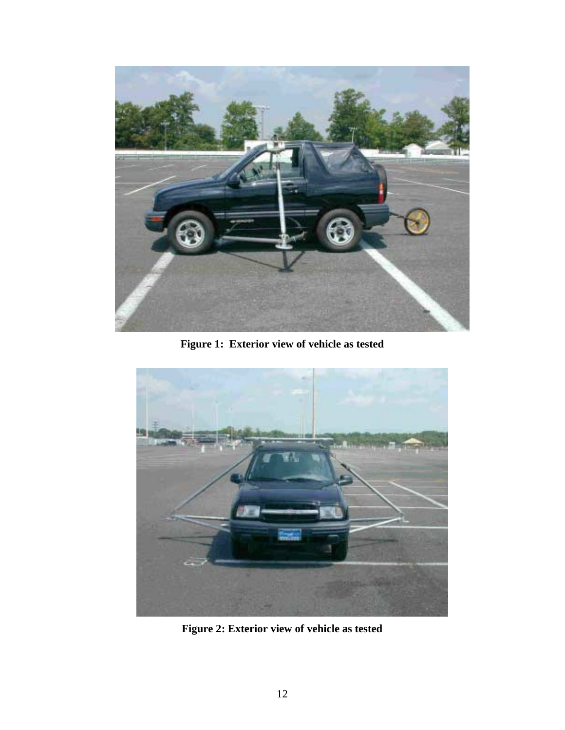Figure 1: Exterior view of vehicle as tested

Figure 2: Exterior view of vehicle as tested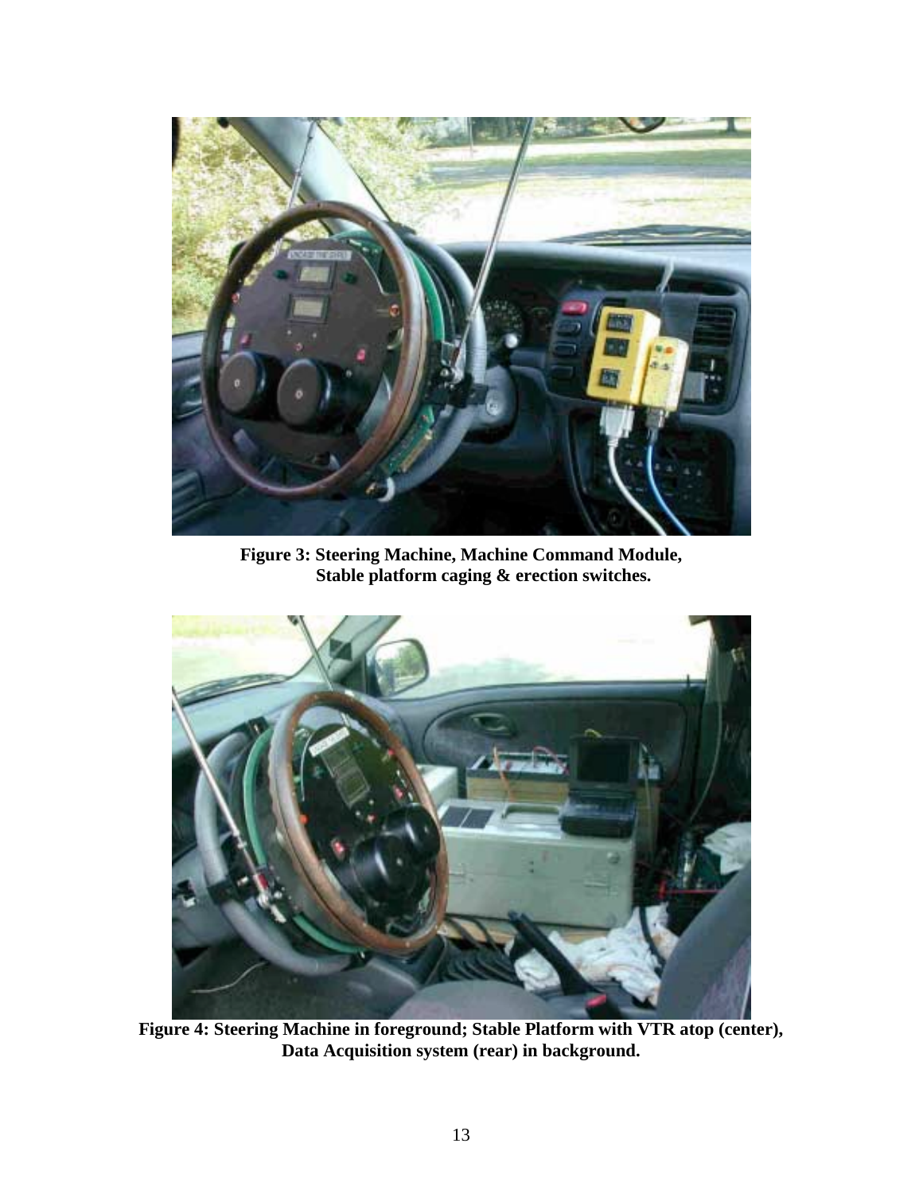**Figure 3: Steering Machine, Machine Command Module, Stable platform caging & erection switches.**

**Figure 4: Steering Machine in foreground; Stable Platform with VTR atop (center), Data Acquisition system (rear) in background.**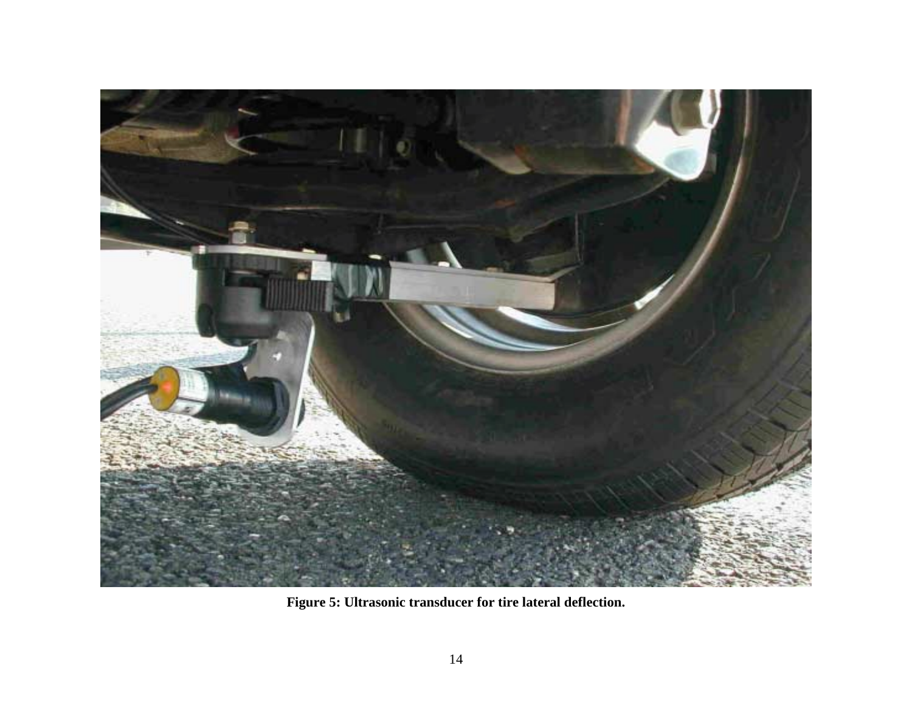**Figure 5: Ultrasonic transducer for tire lateral deflection.**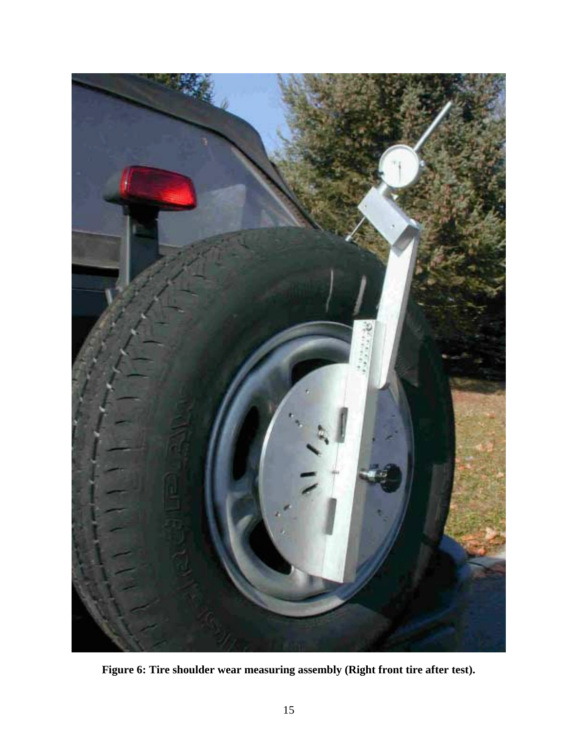**Figure 6: Tire shoulder wear measuring assembly (Right front tire after test).**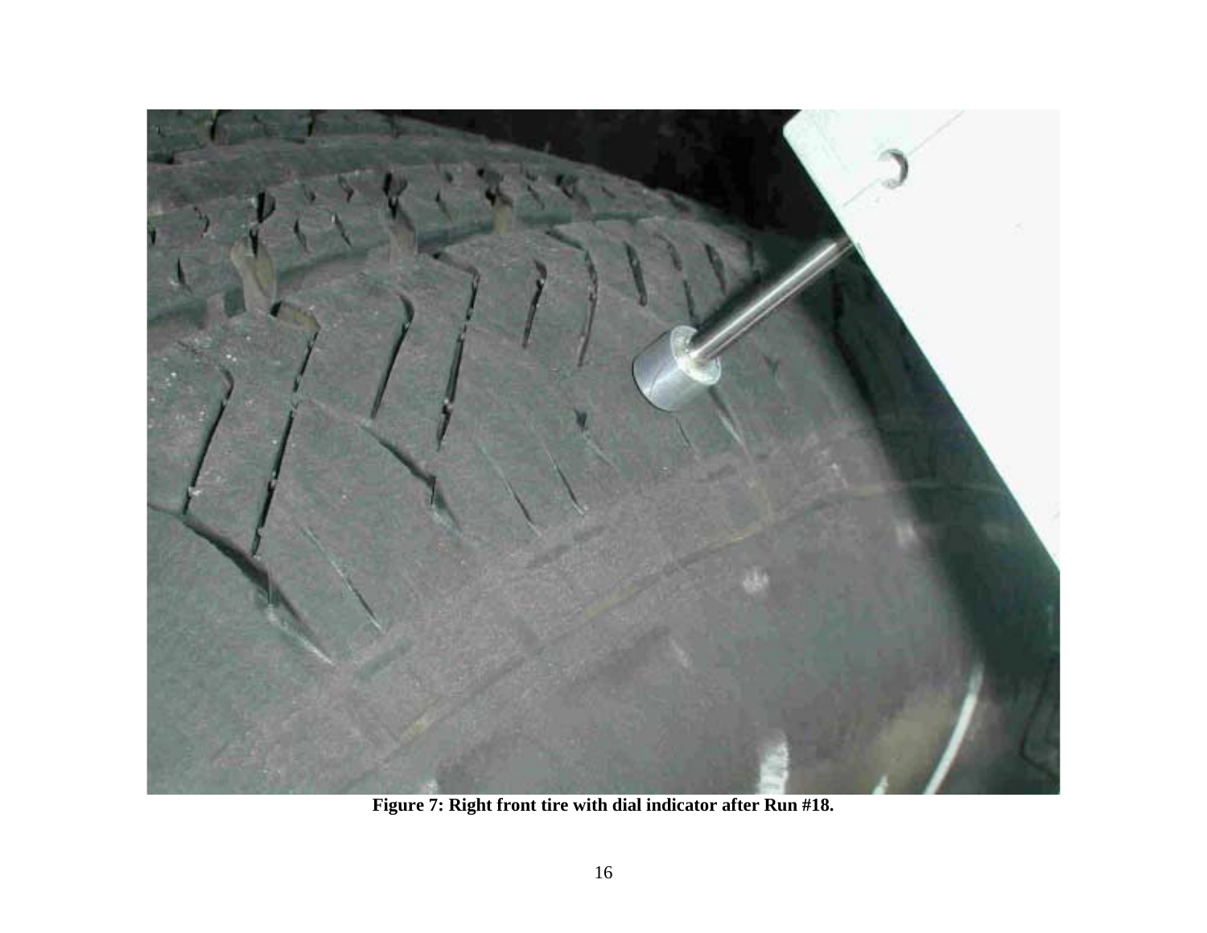**Figure 7: Right front tire with dial indicator after Run #18.**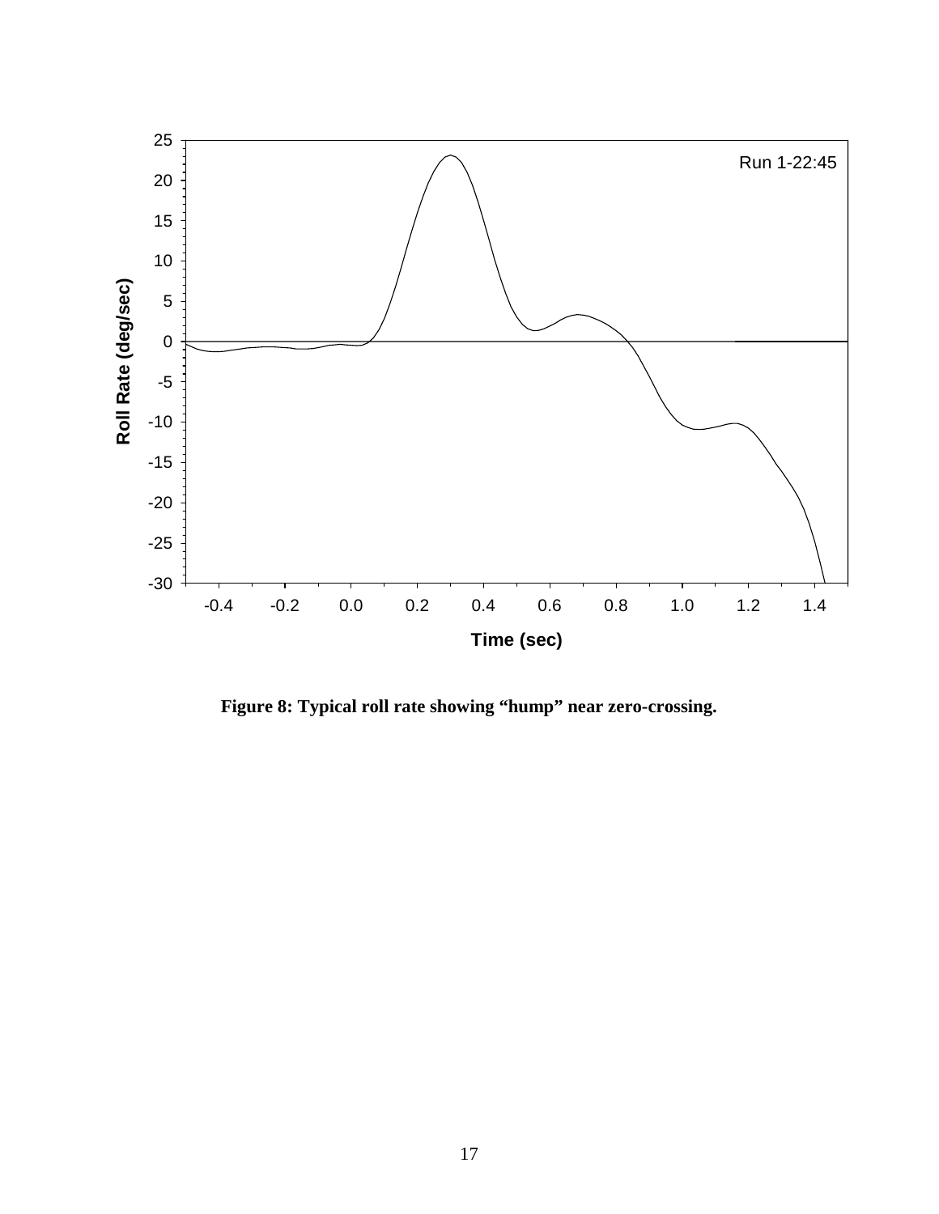**Figure 8: Typical roll rate showing "hump" near zero-crossing.**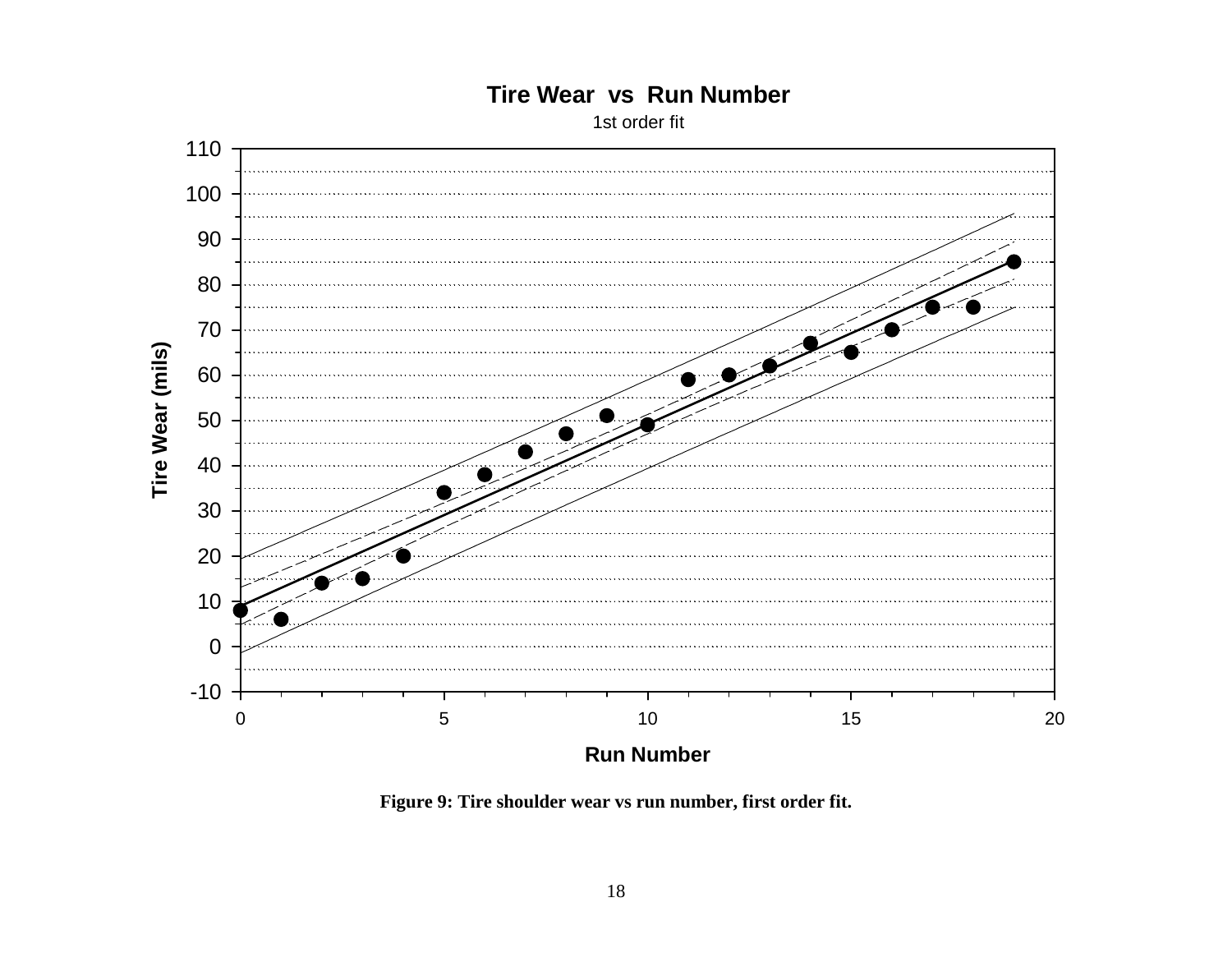**Figure 9: Tire shoulder wear vs run number, first order fit.**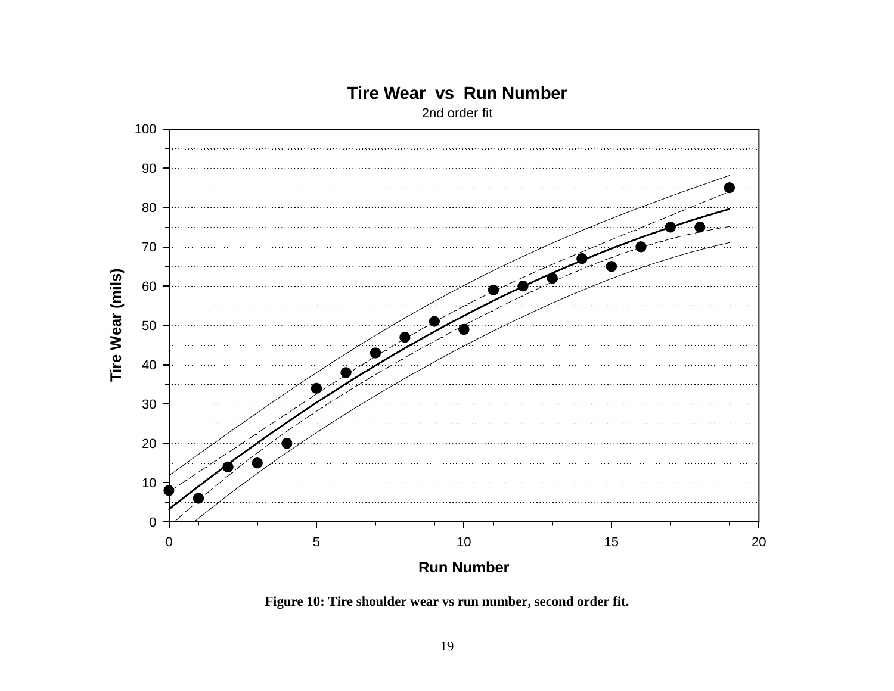Figure 10: Tire shoulder wear vs run number, second order fit.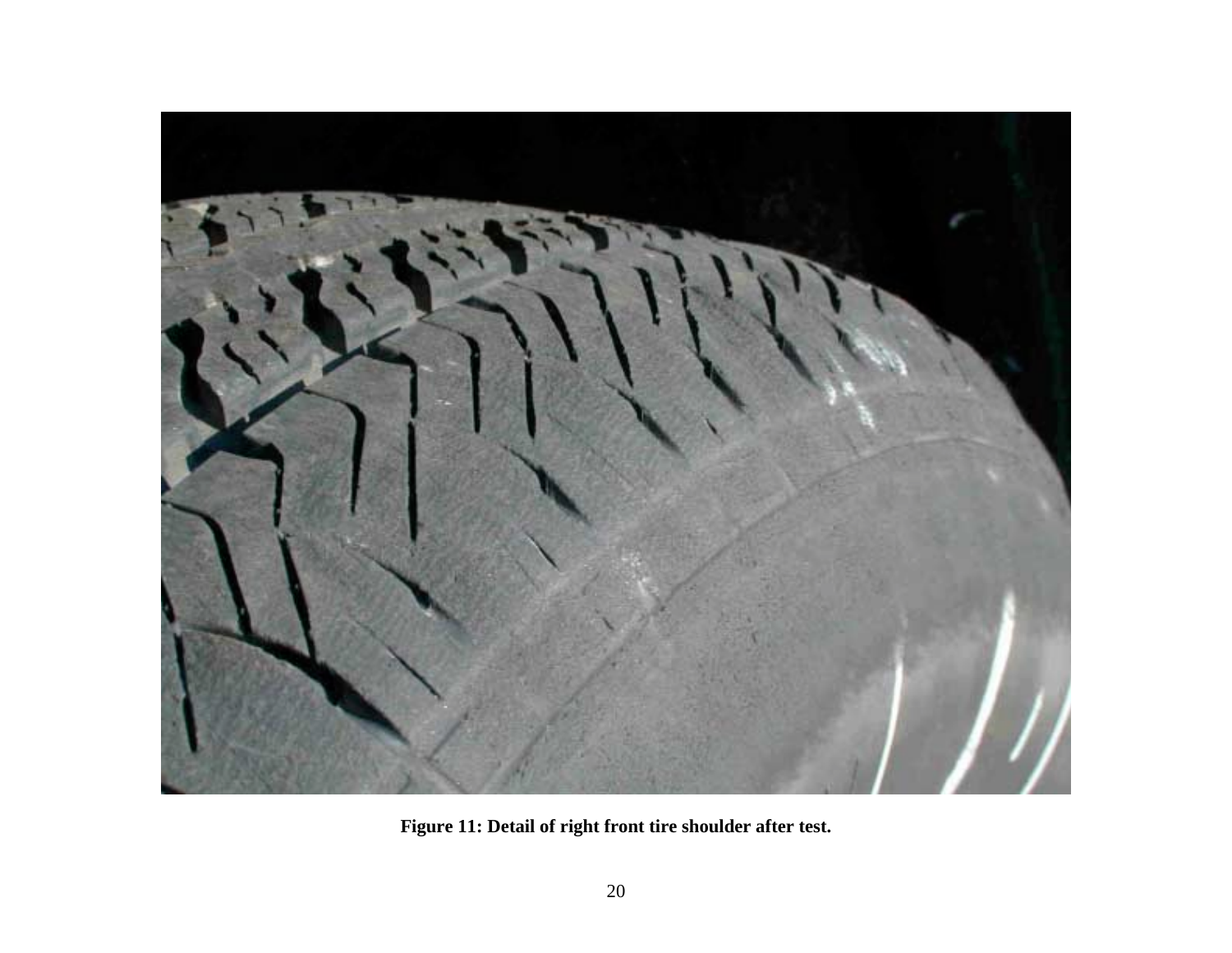**Figure 11: Detail of right front tire shoulder after test.**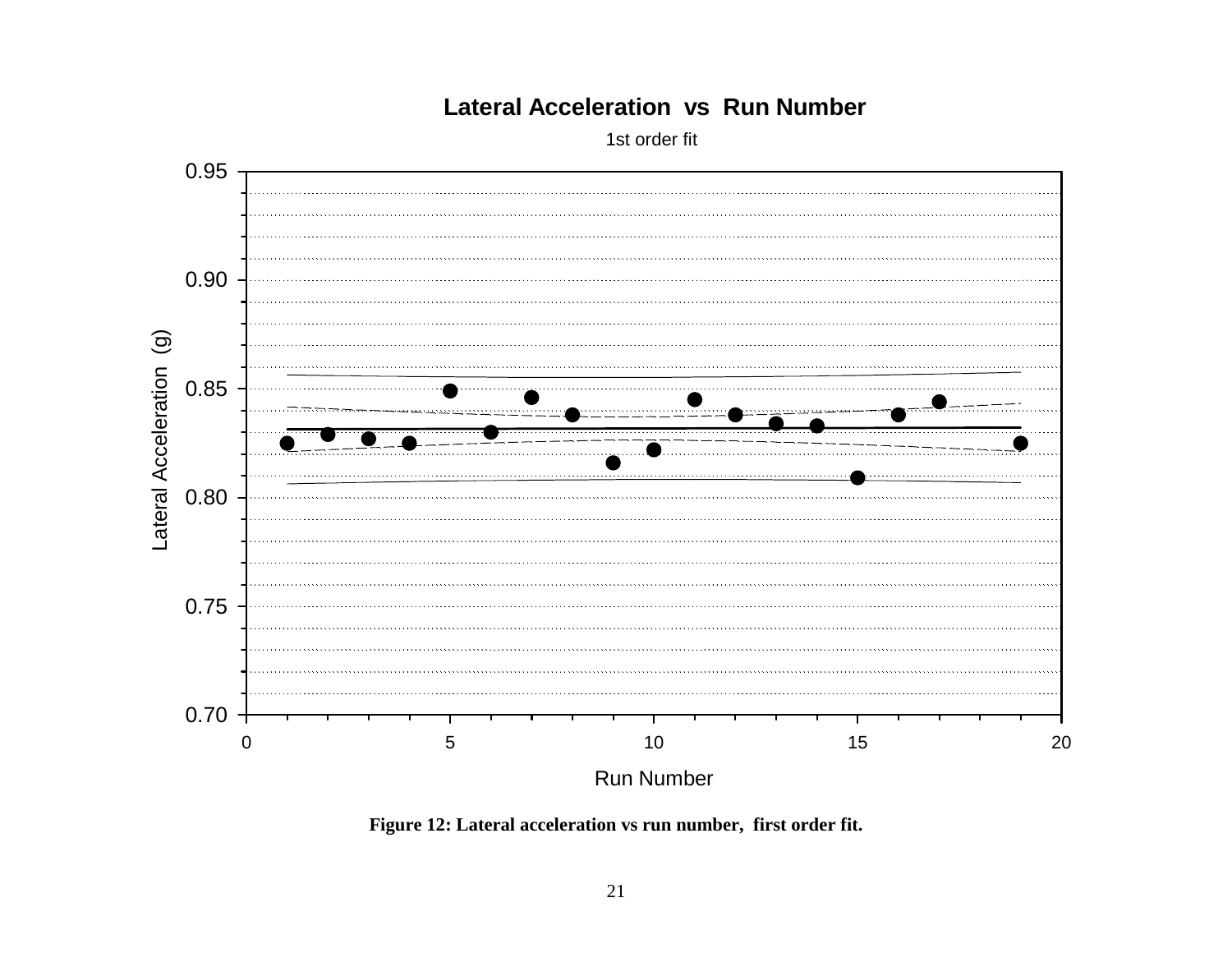**Figure 12: Lateral acceleration vs run number, first order fit.**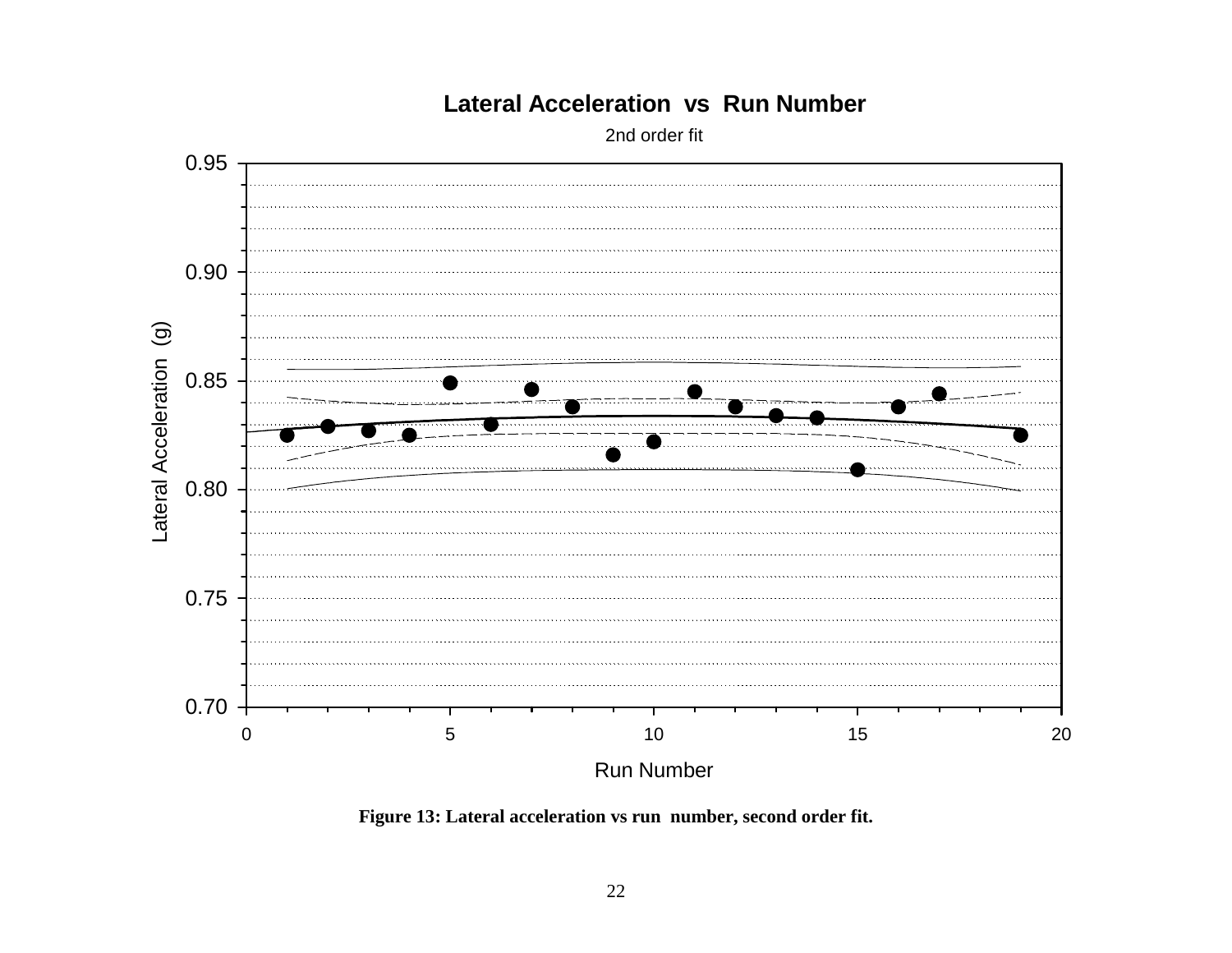Figure 13: Lateral acceleration vs run number, second order fit.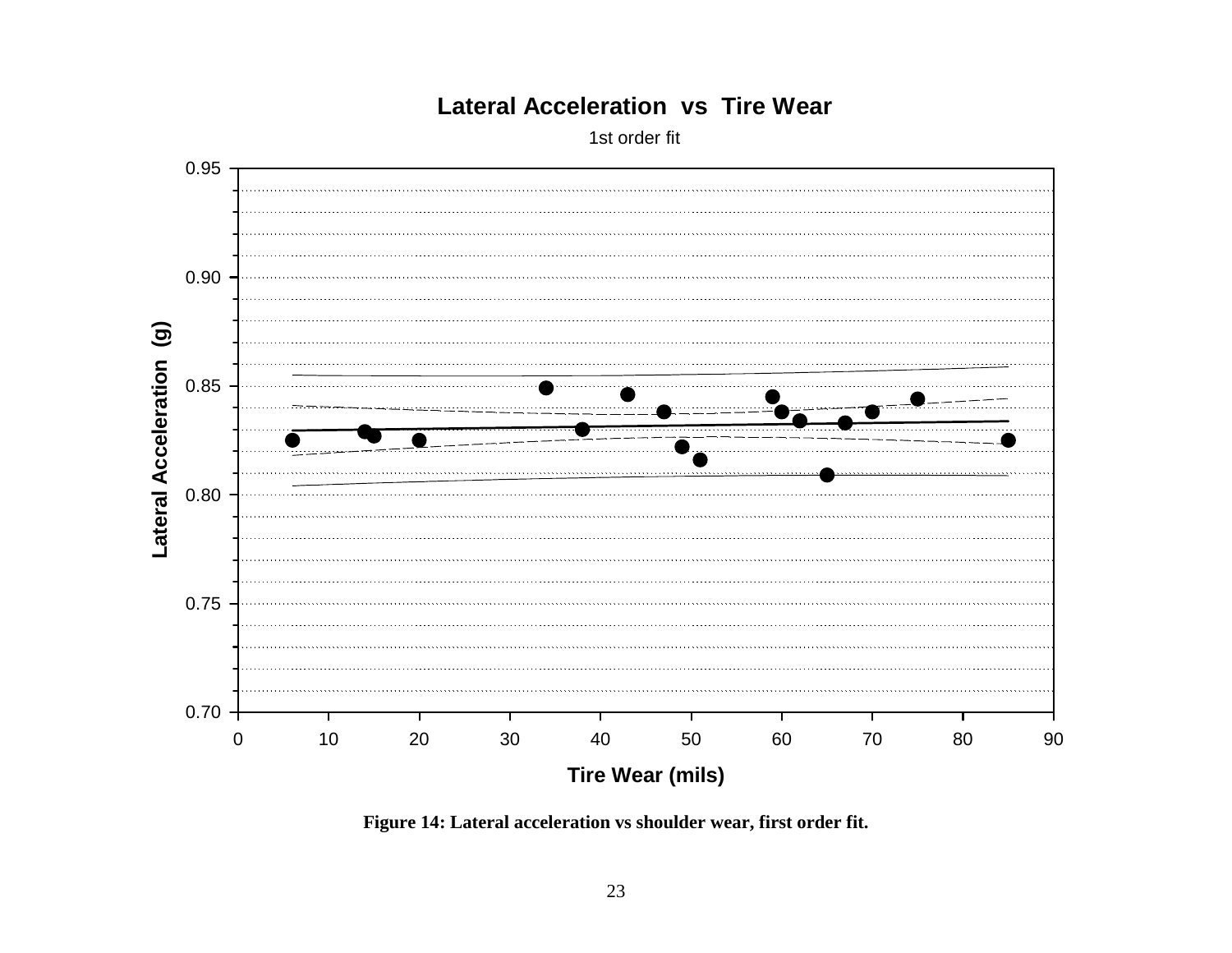**Lateral Acceleration vs Tire Wear**

1st order fit

**Figure 14: Lateral acceleration vs shoulder wear, first order fit.**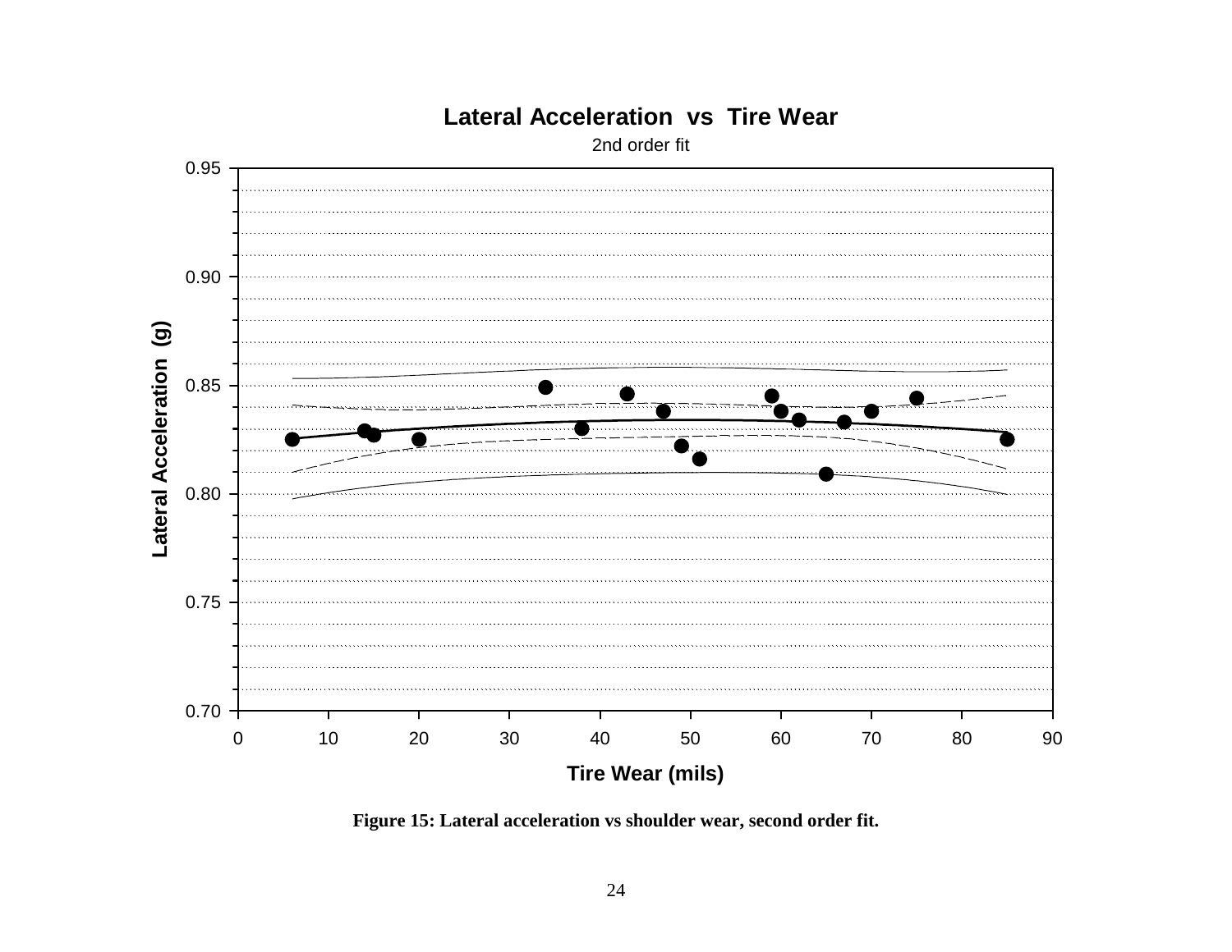**Lateral Acceleration vs Tire Wear**

2nd order fit

Lateral Acceleration (g)

Tire Wear (mils)

**Figure 15: Lateral acceleration vs shoulder wear, second order fit.**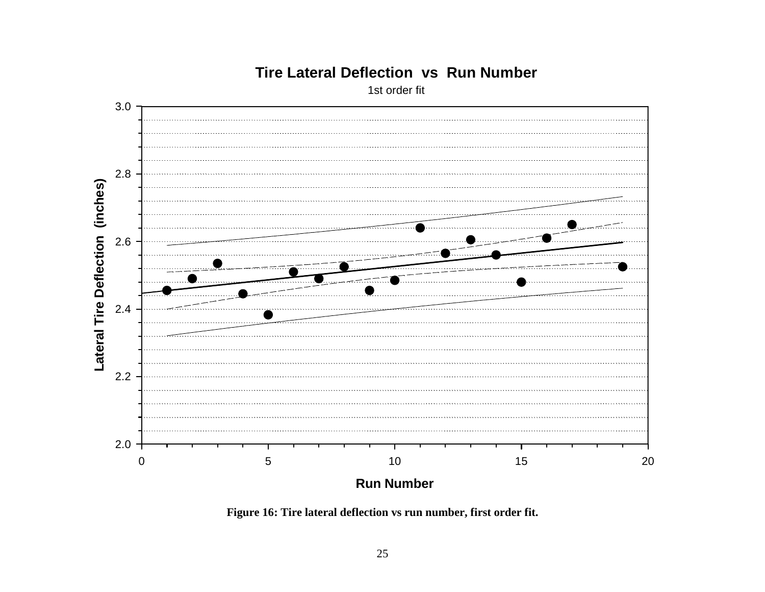**Tire Lateral Deflection vs Run Number**

1st order fit

Lateral Tire Deflection (inches)

Run Number

**Figure 16: Tire lateral deflection vs run number, first order fit.**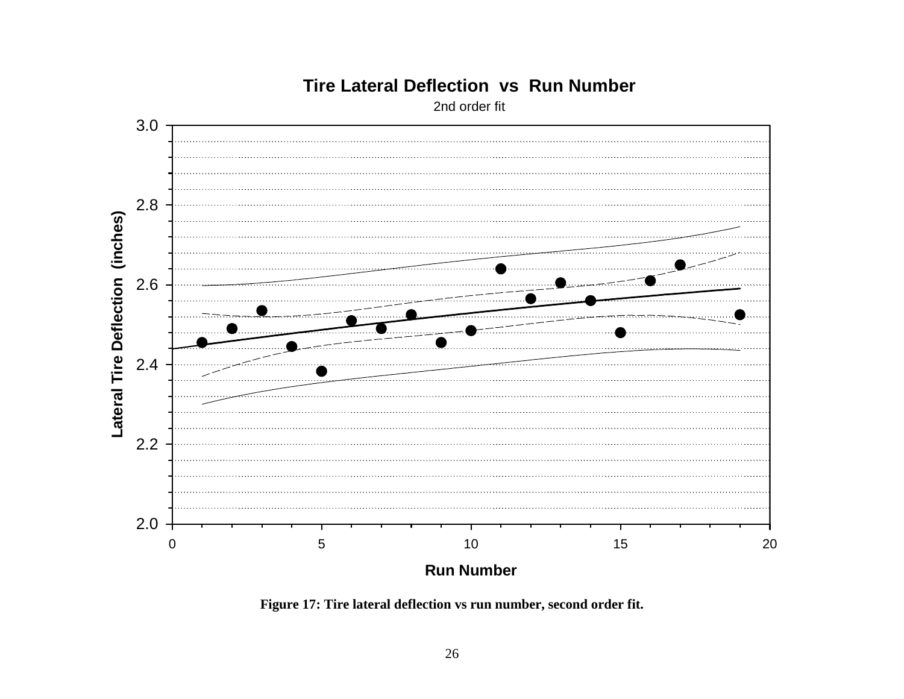Figure 17: Tire lateral deflection vs run number, second order fit.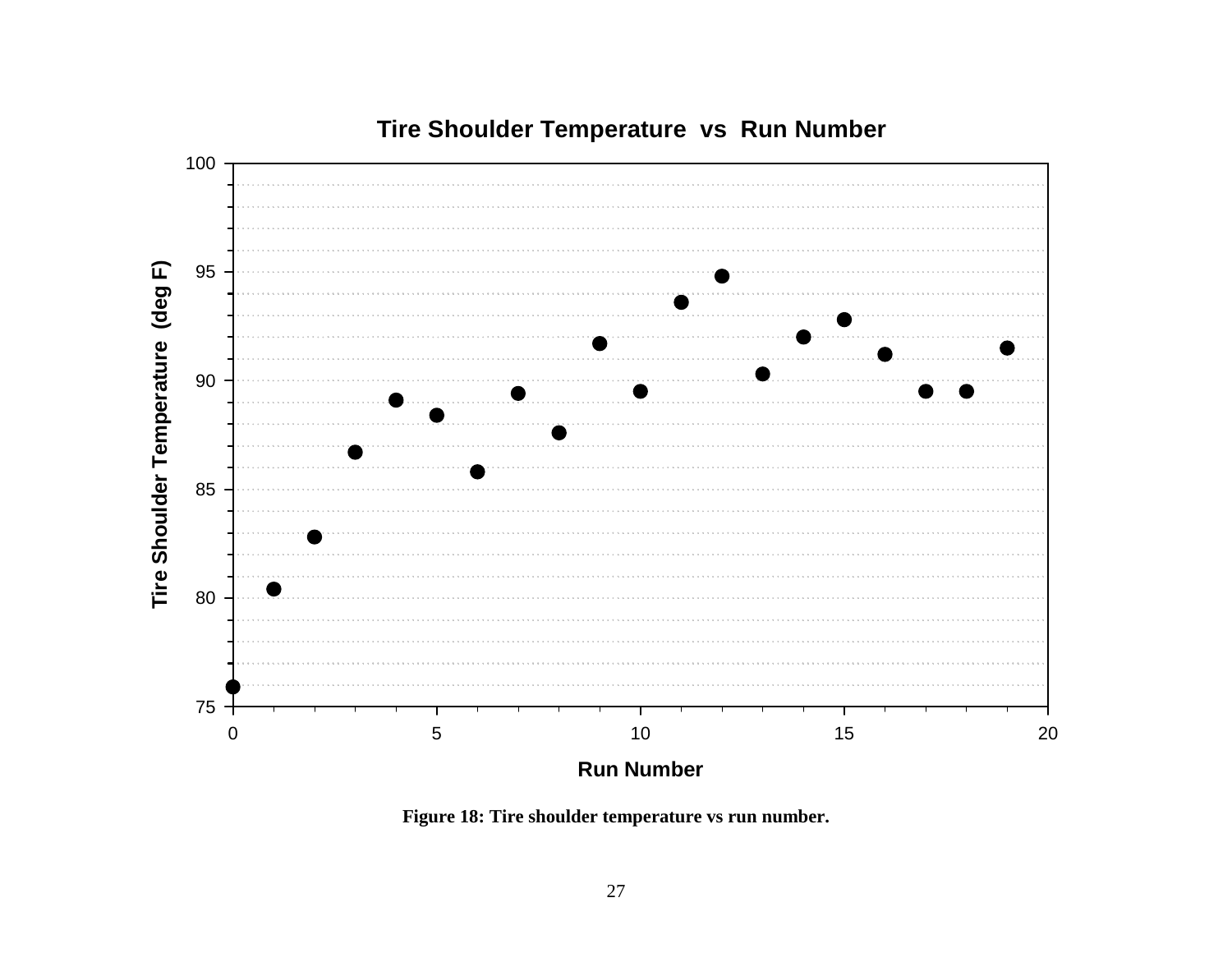Figure 18: Tire shoulder temperature vs run number.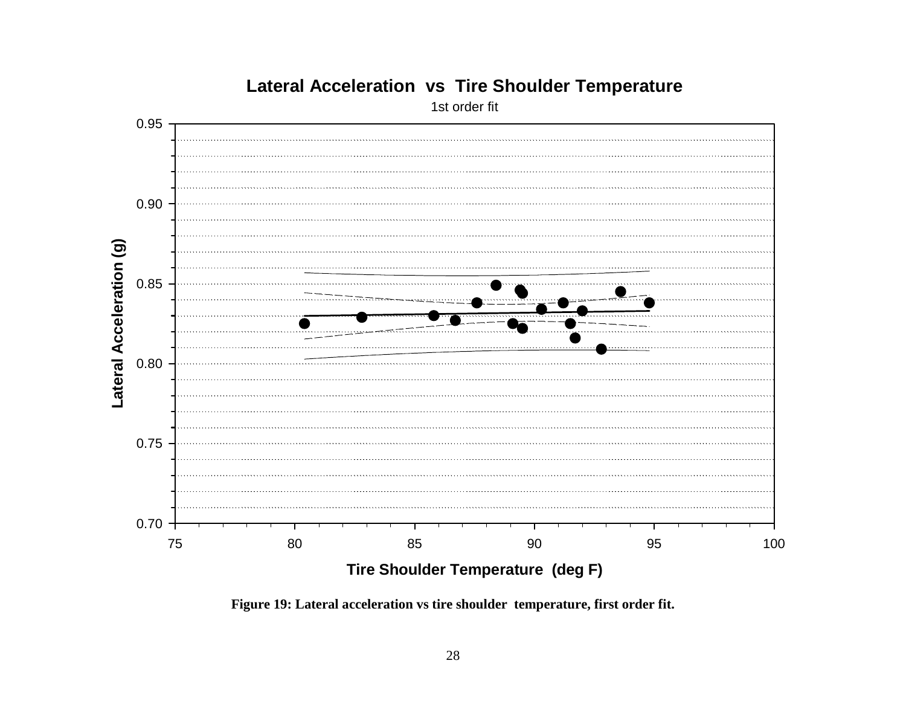Figure 19: Lateral acceleration vs tire shoulder temperature, first order fit.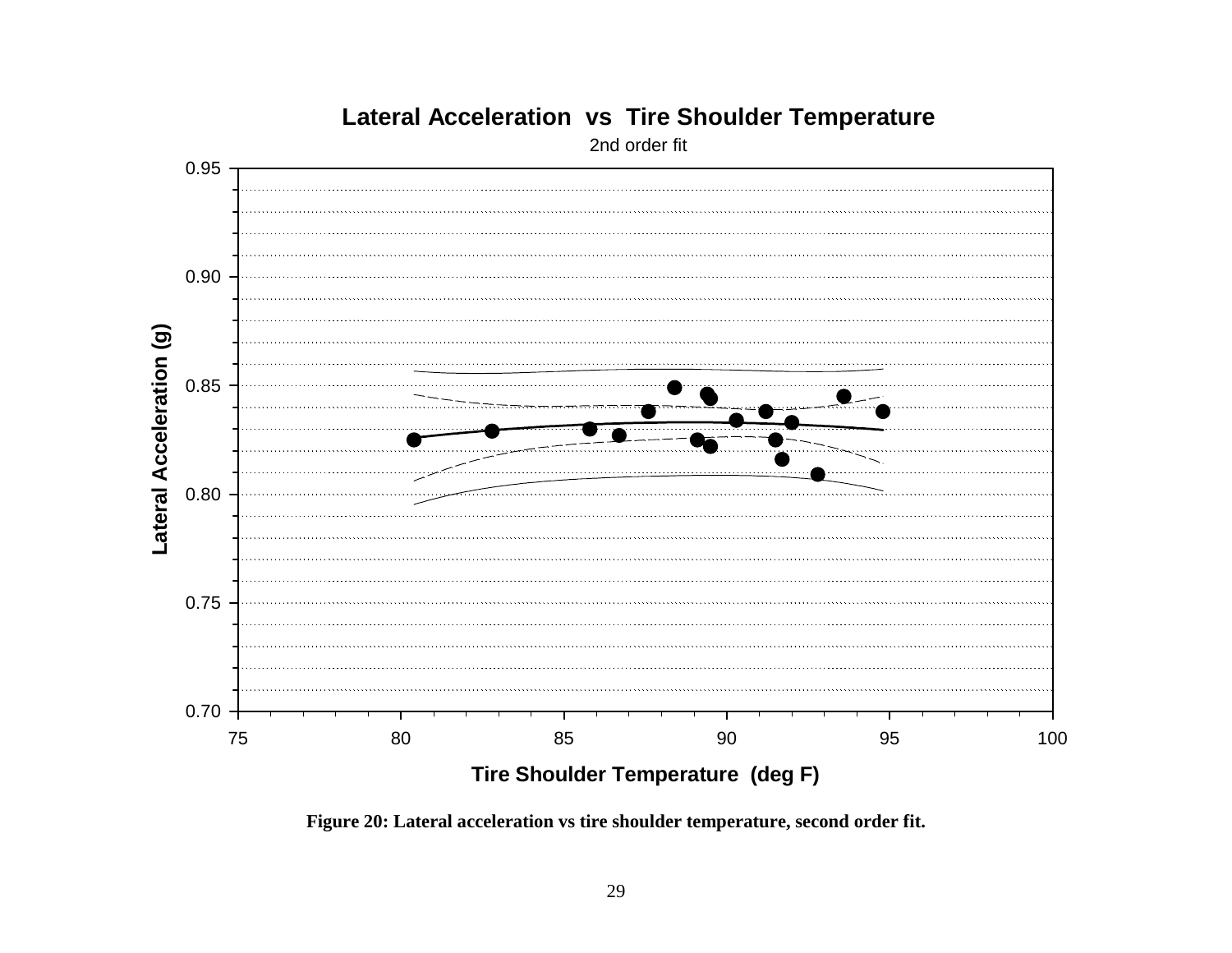Figure 20: Lateral acceleration vs tire shoulder temperature, second order fit.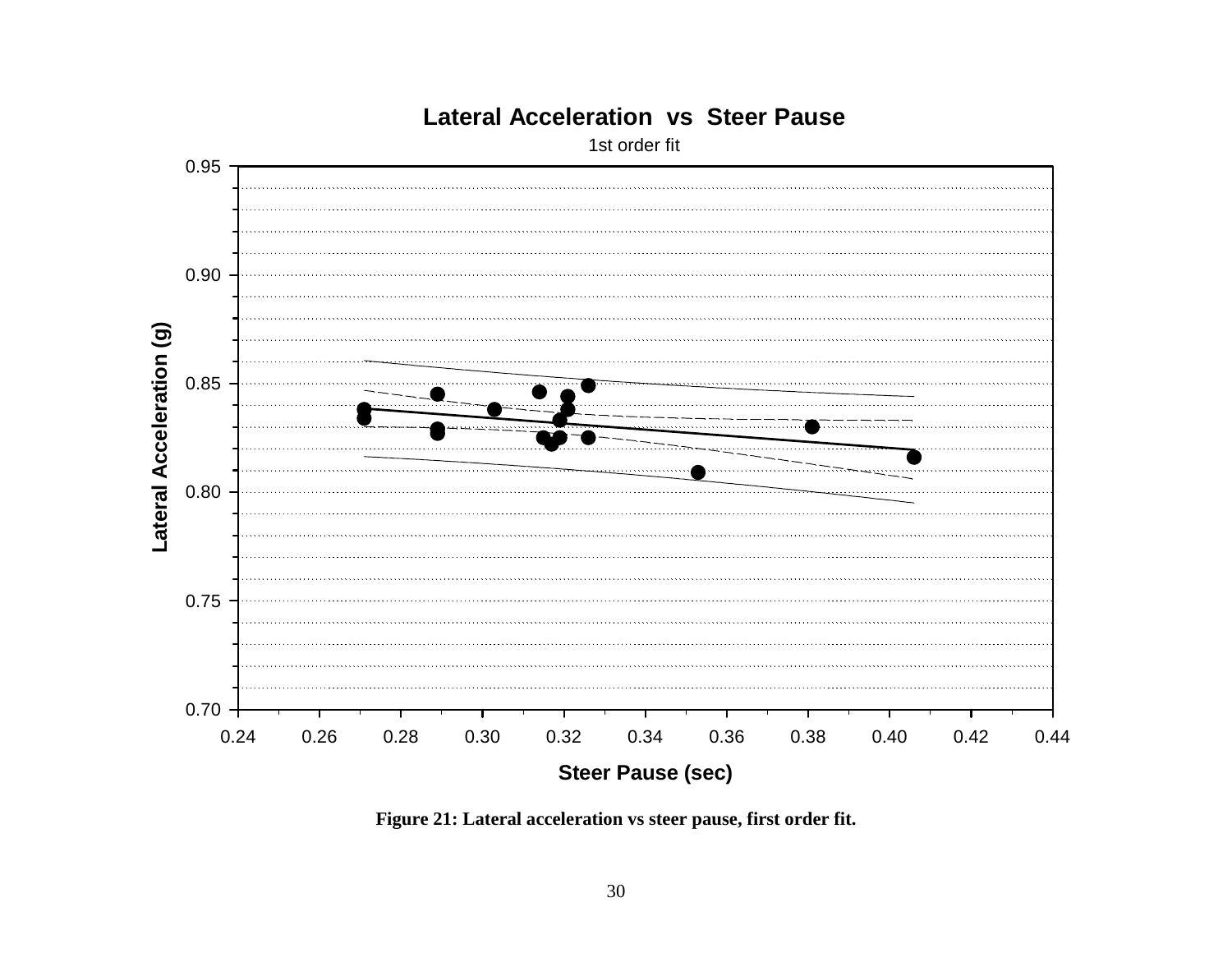**Figure 21: Lateral acceleration vs steer pause, first order fit.**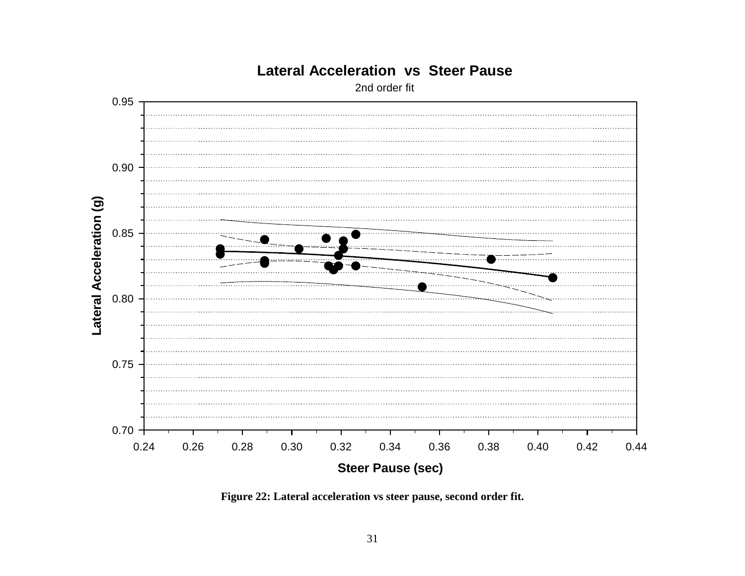Lateral Acceleration vs Steer Pause

2nd order fit

0.95
0.90
0.85
0.80
0.75
0.70

Lateral Acceleration (g)

0.24 0.26 0.28 0.30 0.32 0.34 0.36 0.38 0.40 0.42 0.44

Steer Pause (sec)

**Figure 22: Lateral acceleration vs steer pause, second order fit.**